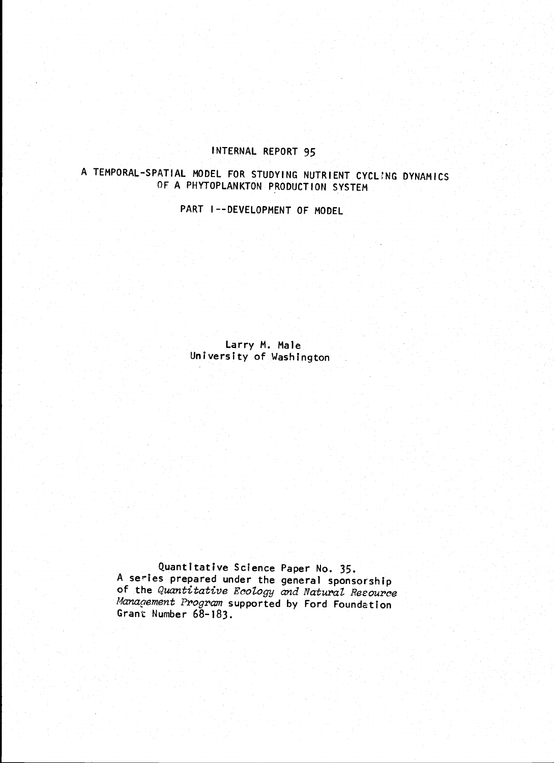INTERNAL REPORT 95

# A TEMPORAL-SPATIAL MODEL FOR STUDYING NUTRIENT CYCLING DYNAMICS OF A PHYTOPLANKTON PRODUCTION SYSTEM

## PART I--DEVELOPMENT OF MODEL

Larry M. Male
University of Washington

Quantitative Science Paper No. 35.
A series prepared under the general sponsorship of the *Quantitative Ecology and Natural Resource Management Program* supported by Ford Foundation Grant Number 68-183.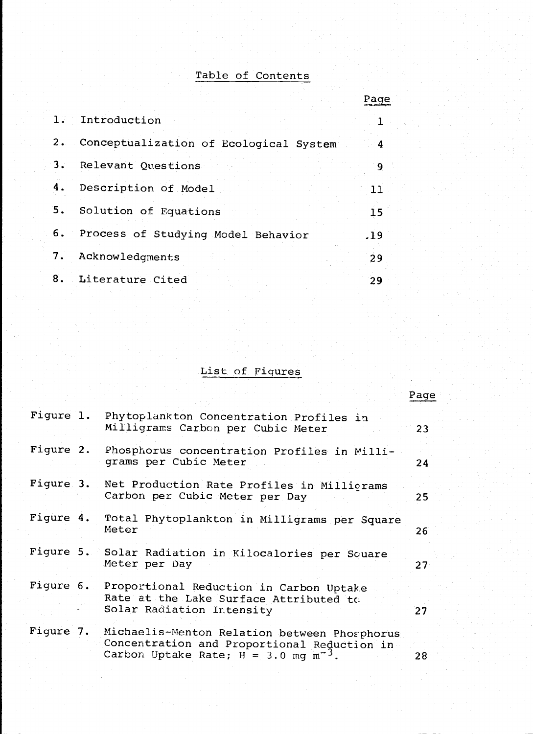## Table of Contents

| | | Page |
|---|---|---|
| 1. | Introduction | 1 |
| 2. | Conceptualization of Ecological System | 4 |
| 3. | Relevant Questions | 9 |
| 4. | Description of Model | 11 |
| 5. | Solution of Equations | 15 |
| 6. | Process of Studying Model Behavior | 19 |
| 7. | Acknowledgments | 29 |
| 8. | Literature Cited | 29 |

## List of Figures

| | | Page |
|---|---|---|
| Figure 1. | Phytoplankton Concentration Profiles in Milligrams Carbon per Cubic Meter | 23 |
| Figure 2. | Phosphorus concentration Profiles in Milligrams per Cubic Meter | 24 |
| Figure 3. | Net Production Rate Profiles in Milligrams Carbon per Cubic Meter per Day | 25 |
| Figure 4. | Total Phytoplankton in Milligrams per Square Meter | 26 |
| Figure 5. | Solar Radiation in Kilocalories per Square Meter per Day | 27 |
| Figure 6. | Proportional Reduction in Carbon Uptake Rate at the Lake Surface Attributed to Solar Radiation Intensity | 27 |
| Figure 7. | Michaelis-Menton Relation between Phosphorus Concentration and Proportional Reduction in Carbon Uptake Rate; $H = 3.0$ mg $m^{-3}$. | 28 |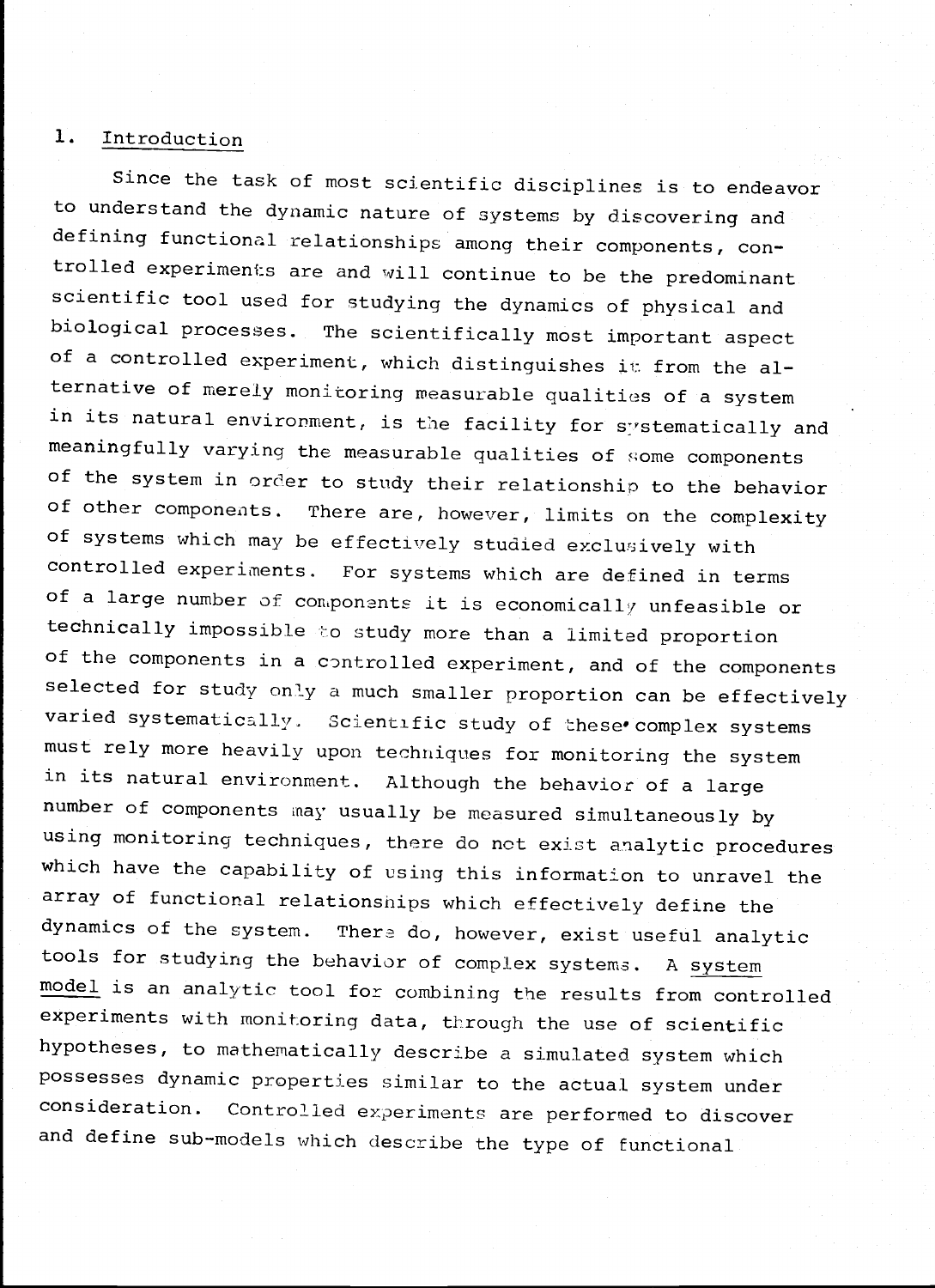## 1. Introduction

Since the task of most scientific disciplines is to endeavor to understand the dynamic nature of systems by discovering and defining functional relationships among their components, controlled experiments are and will continue to be the predominant scientific tool used for studying the dynamics of physical and biological processes. The scientifically most important aspect of a controlled experiment, which distinguishes it from the alternative of merely monitoring measurable qualities of a system in its natural environment, is the facility for systematically and meaningfully varying the measurable qualities of some components of the system in order to study their relationship to the behavior of other components. There are, however, limits on the complexity of systems which may be effectively studied exclusively with controlled experiments. For systems which are defined in terms of a large number of components it is economically unfeasible or technically impossible to study more than a limited proportion of the components in a controlled experiment, and of the components selected for study only a much smaller proportion can be effectively varied systematically. Scientific study of these complex systems must rely more heavily upon techniques for monitoring the system in its natural environment. Although the behavior of a large number of components may usually be measured simultaneously by using monitoring techniques, there do not exist analytic procedures which have the capability of using this information to unravel the array of functional relationships which effectively define the dynamics of the system. There do, however, exist useful analytic tools for studying the behavior of complex systems. A <u>system model</u> is an analytic tool for combining the results from controlled experiments with monitoring data, through the use of scientific hypotheses, to mathematically describe a simulated system which possesses dynamic properties similar to the actual system under consideration. Controlled experiments are performed to discover and define sub-models which describe the type of functional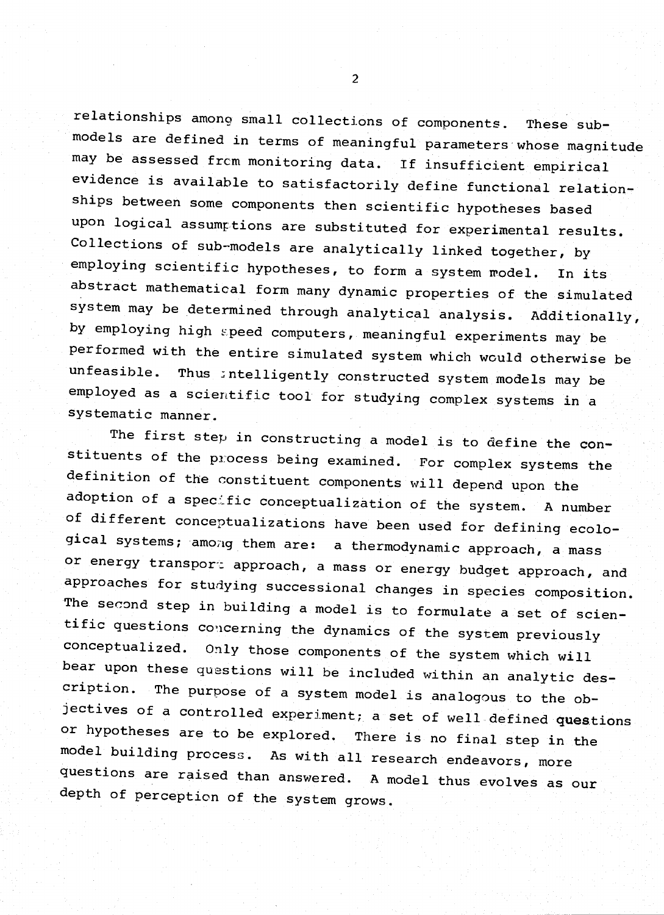relationships among small collections of components. These sub-models are defined in terms of meaningful parameters whose magnitude may be assessed from monitoring data. If insufficient empirical evidence is available to satisfactorily define functional relationships between some components then scientific hypotheses based upon logical assumptions are substituted for experimental results. Collections of sub-models are analytically linked together, by employing scientific hypotheses, to form a system model. In its abstract mathematical form many dynamic properties of the simulated system may be determined through analytical analysis. Additionally, by employing high speed computers, meaningful experiments may be performed with the entire simulated system which would otherwise be unfeasible. Thus intelligently constructed system models may be employed as a scientific tool for studying complex systems in a systematic manner.

The first step in constructing a model is to define the constituents of the process being examined. For complex systems the definition of the constituent components will depend upon the adoption of a specific conceptualization of the system. A number of different conceptualizations have been used for defining ecological systems; among them are: a thermodynamic approach, a mass or energy transport approach, a mass or energy budget approach, and approaches for studying successional changes in species composition. The second step in building a model is to formulate a set of scientific questions concerning the dynamics of the system previously conceptualized. Only those components of the system which will bear upon these questions will be included within an analytic description. The purpose of a system model is analogous to the objectives of a controlled experiment; a set of well defined questions or hypotheses are to be explored. There is no final step in the model building process. As with all research endeavors, more questions are raised than answered. A model thus evolves as our depth of perception of the system grows.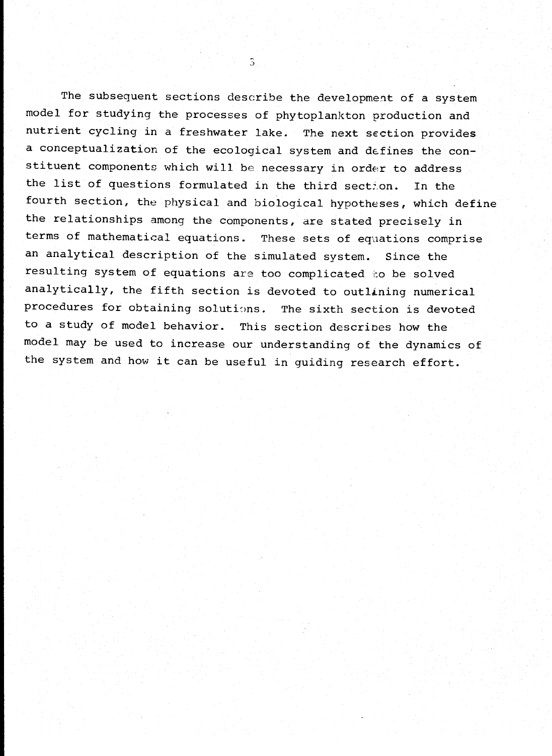The subsequent sections describe the development of a system model for studying the processes of phytoplankton production and nutrient cycling in a freshwater lake. The next section provides a conceptualization of the ecological system and defines the constituent components which will be necessary in order to address the list of questions formulated in the third section. In the fourth section, the physical and biological hypotheses, which define the relationships among the components, are stated precisely in terms of mathematical equations. These sets of equations comprise an analytical description of the simulated system. Since the resulting system of equations are too complicated to be solved analytically, the fifth section is devoted to outlining numerical procedures for obtaining solutions. The sixth section is devoted to a study of model behavior. This section describes how the model may be used to increase our understanding of the dynamics of the system and how it can be useful in guiding research effort.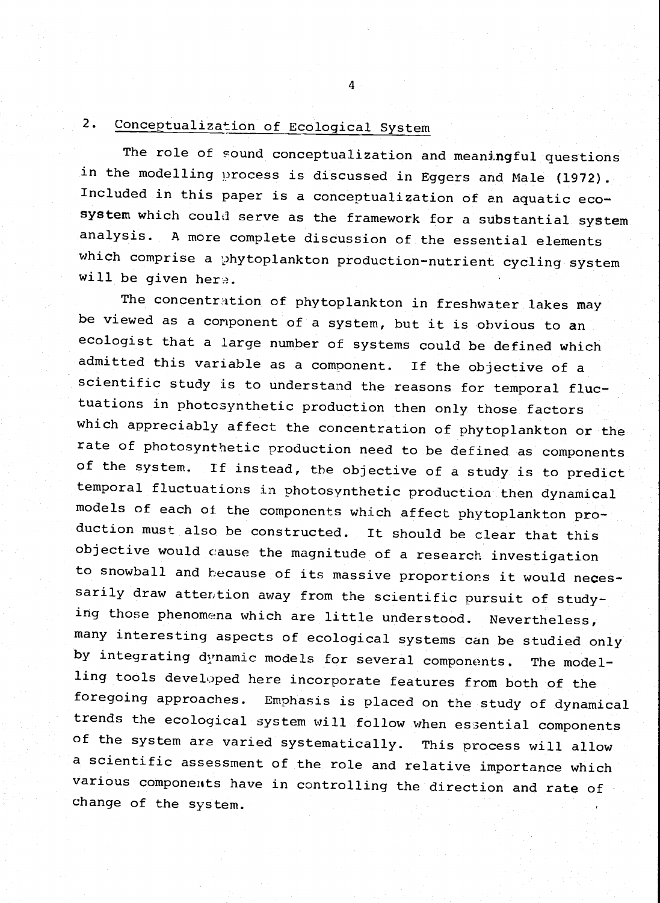## 2. Conceptualization of Ecological System

The role of sound conceptualization and meaningful questions in the modelling process is discussed in Eggers and Male (1972). Included in this paper is a conceptualization of an aquatic ecosystem which could serve as the framework for a substantial system analysis. A more complete discussion of the essential elements which comprise a phytoplankton production-nutrient cycling system will be given here.

The concentration of phytoplankton in freshwater lakes may be viewed as a component of a system, but it is obvious to an ecologist that a large number of systems could be defined which admitted this variable as a component. If the objective of a scientific study is to understand the reasons for temporal fluctuations in photosynthetic production then only those factors which appreciably affect the concentration of phytoplankton or the rate of photosynthetic production need to be defined as components of the system. If instead, the objective of a study is to predict temporal fluctuations in photosynthetic production then dynamical models of each of the components which affect phytoplankton production must also be constructed. It should be clear that this objective would cause the magnitude of a research investigation to snowball and because of its massive proportions it would necessarily draw attention away from the scientific pursuit of studying those phenomena which are little understood. Nevertheless, many interesting aspects of ecological systems can be studied only by integrating dynamic models for several components. The modelling tools developed here incorporate features from both of the foregoing approaches. Emphasis is placed on the study of dynamical trends the ecological system will follow when essential components of the system are varied systematically. This process will allow a scientific assessment of the role and relative importance which various components have in controlling the direction and rate of change of the system.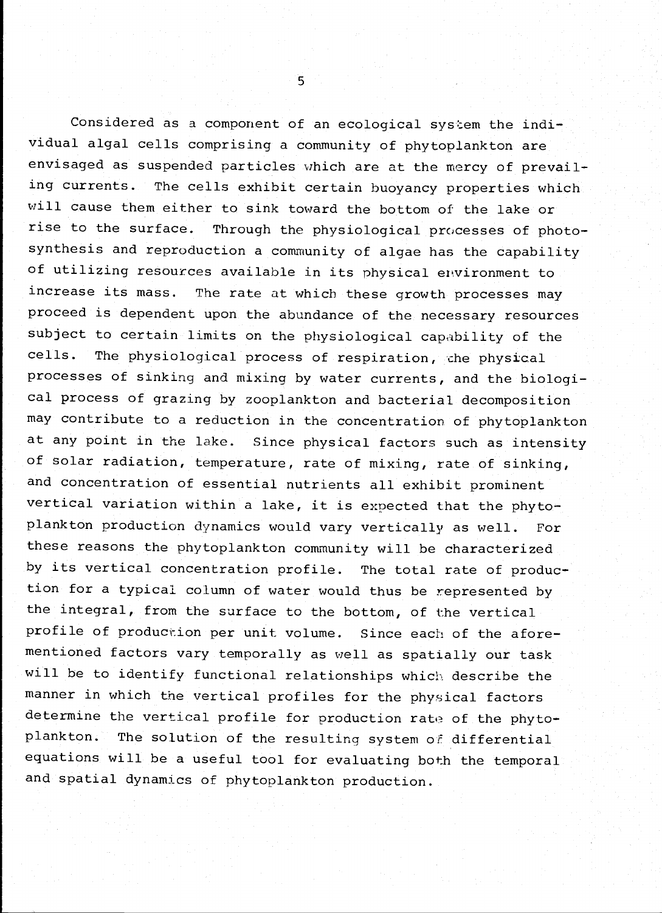Considered as a component of an ecological system the individual algal cells comprising a community of phytoplankton are envisaged as suspended particles which are at the mercy of prevailing currents. The cells exhibit certain buoyancy properties which will cause them either to sink toward the bottom of the lake or rise to the surface. Through the physiological processes of photosynthesis and reproduction a community of algae has the capability of utilizing resources available in its physical environment to increase its mass. The rate at which these growth processes may proceed is dependent upon the abundance of the necessary resources subject to certain limits on the physiological capability of the cells. The physiological process of respiration, the physical processes of sinking and mixing by water currents, and the biological process of grazing by zooplankton and bacterial decomposition may contribute to a reduction in the concentration of phytoplankton at any point in the lake. Since physical factors such as intensity of solar radiation, temperature, rate of mixing, rate of sinking, and concentration of essential nutrients all exhibit prominent vertical variation within a lake, it is expected that the phytoplankton production dynamics would vary vertically as well. For these reasons the phytoplankton community will be characterized by its vertical concentration profile. The total rate of production for a typical column of water would thus be represented by the integral, from the surface to the bottom, of the vertical profile of production per unit volume. Since each of the aforementioned factors vary temporally as well as spatially our task will be to identify functional relationships which describe the manner in which the vertical profiles for the physical factors determine the vertical profile for production rate of the phytoplankton. The solution of the resulting system of differential equations will be a useful tool for evaluating both the temporal and spatial dynamics of phytoplankton production.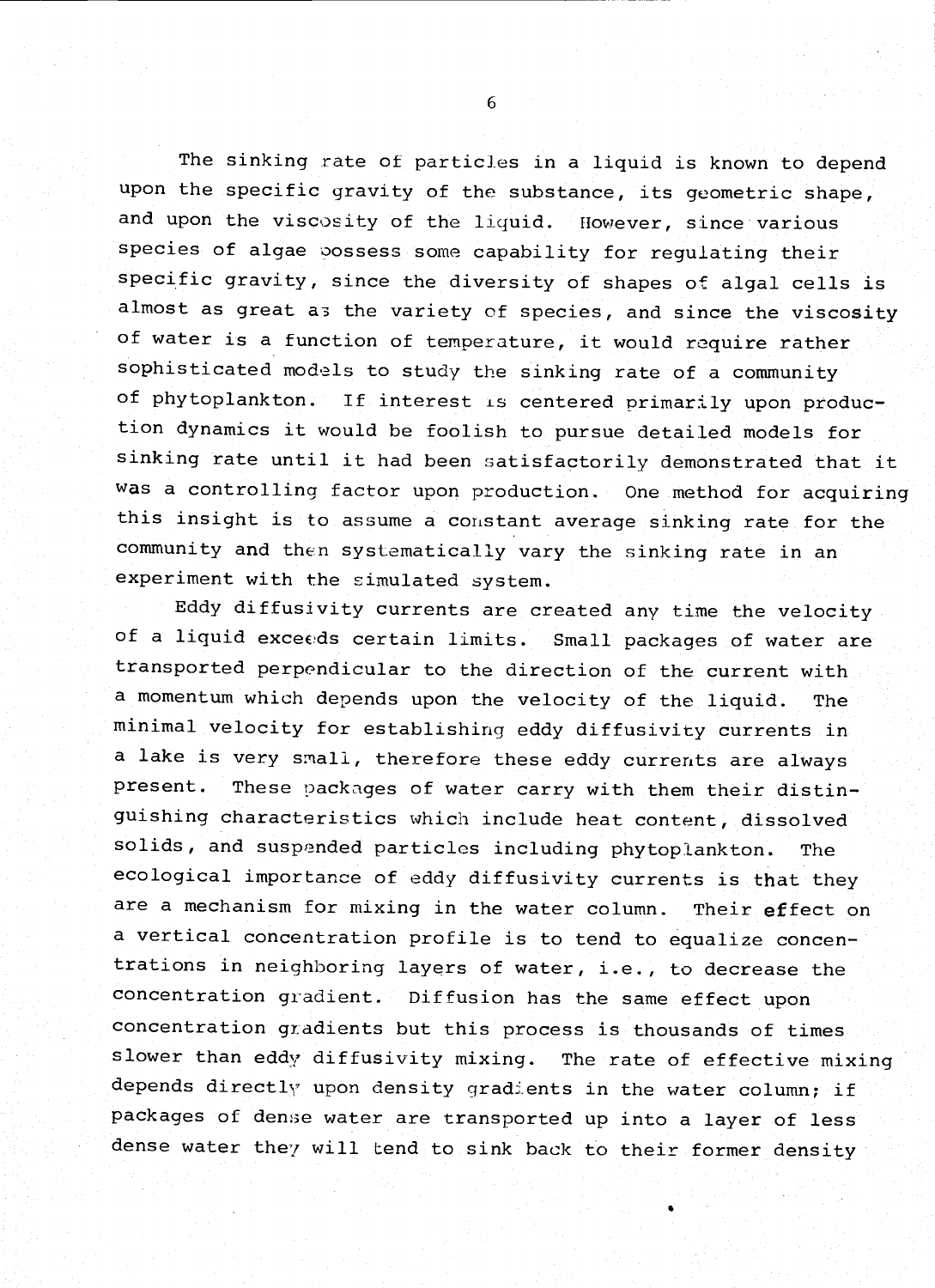The sinking rate of particles in a liquid is known to depend upon the specific gravity of the substance, its geometric shape, and upon the viscosity of the liquid. However, since various species of algae possess some capability for regulating their specific gravity, since the diversity of shapes of algal cells is almost as great as the variety of species, and since the viscosity of water is a function of temperature, it would require rather sophisticated models to study the sinking rate of a community of phytoplankton. If interest is centered primarily upon production dynamics it would be foolish to pursue detailed models for sinking rate until it had been satisfactorily demonstrated that it was a controlling factor upon production. One method for acquiring this insight is to assume a constant average sinking rate for the community and then systematically vary the sinking rate in an experiment with the simulated system.

Eddy diffusivity currents are created any time the velocity of a liquid exceeds certain limits. Small packages of water are transported perpendicular to the direction of the current with a momentum which depends upon the velocity of the liquid. The minimal velocity for establishing eddy diffusivity currents in a lake is very small, therefore these eddy currents are always present. These packages of water carry with them their distinguishing characteristics which include heat content, dissolved solids, and suspended particles including phytoplankton. The ecological importance of eddy diffusivity currents is that they are a mechanism for mixing in the water column. Their effect on a vertical concentration profile is to tend to equalize concentrations in neighboring layers of water, i.e., to decrease the concentration gradient. Diffusion has the same effect upon concentration gradients but this process is thousands of times slower than eddy diffusivity mixing. The rate of effective mixing depends directly upon density gradients in the water column; if packages of dense water are transported up into a layer of less dense water they will tend to sink back to their former density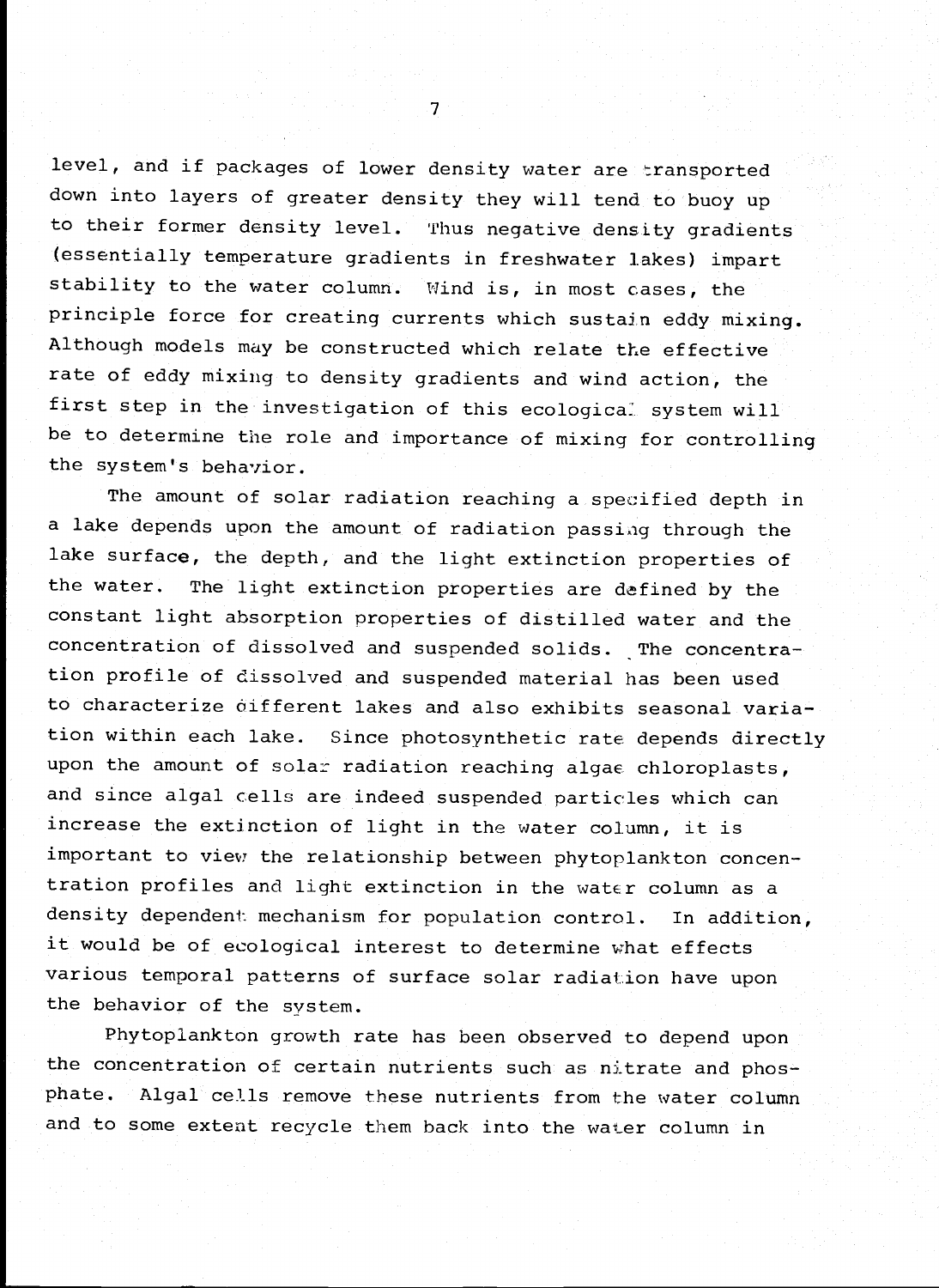level, and if packages of lower density water are transported down into layers of greater density they will tend to buoy up to their former density level. Thus negative density gradients (essentially temperature gradients in freshwater lakes) impart stability to the water column. Wind is, in most cases, the principle force for creating currents which sustain eddy mixing. Although models may be constructed which relate the effective rate of eddy mixing to density gradients and wind action, the first step in the investigation of this ecological system will be to determine the role and importance of mixing for controlling the system's behavior.

The amount of solar radiation reaching a specified depth in a lake depends upon the amount of radiation passing through the lake surface, the depth, and the light extinction properties of the water. The light extinction properties are defined by the constant light absorption properties of distilled water and the concentration of dissolved and suspended solids. The concentration profile of dissolved and suspended material has been used to characterize different lakes and also exhibits seasonal variation within each lake. Since photosynthetic rate depends directly upon the amount of solar radiation reaching algae chloroplasts, and since algal cells are indeed suspended particles which can increase the extinction of light in the water column, it is important to view the relationship between phytoplankton concentration profiles and light extinction in the water column as a density dependent mechanism for population control. In addition, it would be of ecological interest to determine what effects various temporal patterns of surface solar radiation have upon the behavior of the system.

Phytoplankton growth rate has been observed to depend upon the concentration of certain nutrients such as nitrate and phosphate. Algal cells remove these nutrients from the water column and to some extent recycle them back into the water column in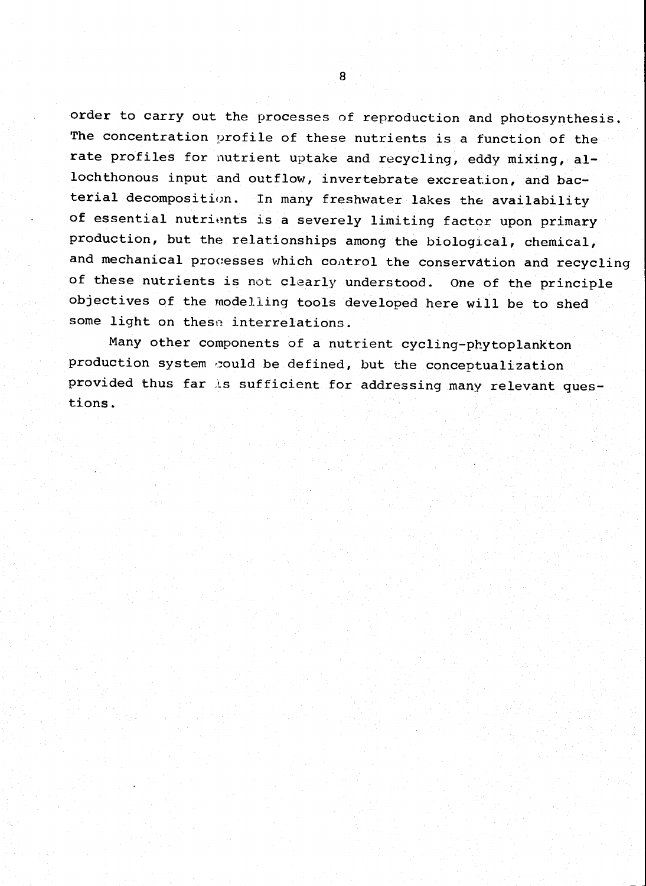order to carry out the processes of reproduction and photosynthesis. The concentration profile of these nutrients is a function of the rate profiles for nutrient uptake and recycling, eddy mixing, allochthonous input and outflow, invertebrate excreation, and bacterial decomposition. In many freshwater lakes the availability of essential nutrients is a severely limiting factor upon primary production, but the relationships among the biological, chemical, and mechanical processes which control the conservation and recycling of these nutrients is not clearly understood. One of the principle objectives of the modelling tools developed here will be to shed some light on these interrelations.

Many other components of a nutrient cycling-phytoplankton production system could be defined, but the conceptualization provided thus far is sufficient for addressing many relevant questions.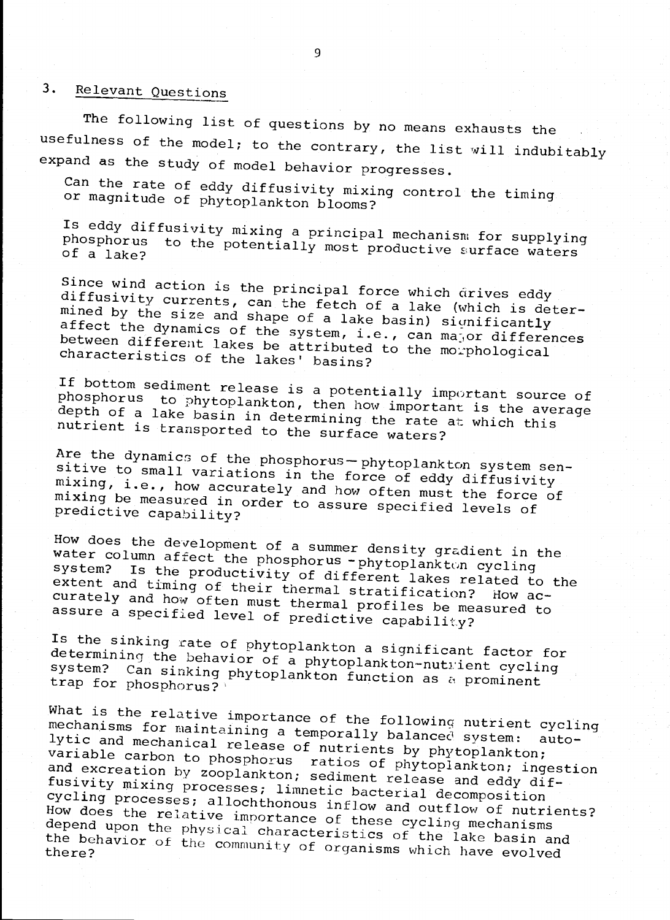## 3. Relevant Questions

The following list of questions by no means exhausts the usefulness of the model; to the contrary, the list will indubitably expand as the study of model behavior progresses.

Can the rate of eddy diffusivity mixing control the timing or magnitude of phytoplankton blooms?

Is eddy diffusivity mixing a principal mechanism for supplying phosphorus to the potentially most productive surface waters of a lake?

Since wind action is the principal force which drives eddy diffusivity currents, can the fetch of a lake (which is determined by the size and shape of a lake basin) significantly affect the dynamics of the system, i.e., can major differences between different lakes be attributed to the morphological characteristics of the lakes' basins?

If bottom sediment release is a potentially important source of phosphorus to phytoplankton, then how important is the average depth of a lake basin in determining the rate at which this nutrient is transported to the surface waters?

Are the dynamics of the phosphorus—phytoplankton system sensitive to small variations in the force of eddy diffusivity mixing, i.e., how accurately and how often must the force of mixing be measured in order to assure specified levels of predictive capability?

How does the development of a summer density gradient in the water column affect the phosphorus - phytoplankton cycling system? Is the productivity of different lakes related to the extent and timing of their thermal stratification? How accurately and how often must thermal profiles be measured to assure a specified level of predictive capability?

Is the sinking rate of phytoplankton a significant factor for determining the behavior of a phytoplankton-nutrient cycling system? Can sinking phytoplankton function as a prominent trap for phosphorus?

What is the relative importance of the following nutrient cycling mechanisms for maintaining a temporally balanced system: autolytic and mechanical release of nutrients by phytoplankton; variable carbon to phosphorus ratios of phytoplankton; ingestion and excreation by zooplankton; sediment release and eddy diffusivity mixing processes; limnetic bacterial decomposition cycling processes; allochthonous inflow and outflow of nutrients? How does the relative importance of these cycling mechanisms depend upon the physical characteristics of the lake basin and the behavior of the community of organisms which have evolved there?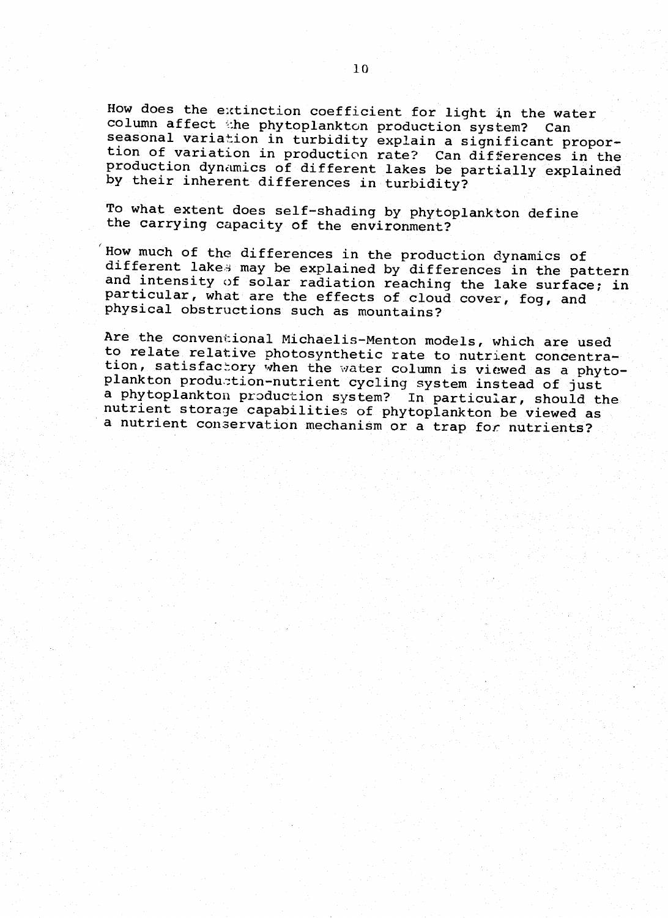How does the extinction coefficient for light in the water column affect the phytoplankton production system? Can seasonal variation in turbidity explain a significant proportion of variation in production rate? Can differences in the production dynamics of different lakes be partially explained by their inherent differences in turbidity?

To what extent does self-shading by phytoplankton define the carrying capacity of the environment?

How much of the differences in the production dynamics of different lakes may be explained by differences in the pattern and intensity of solar radiation reaching the lake surface; in particular, what are the effects of cloud cover, fog, and physical obstructions such as mountains?

Are the conventional Michaelis-Menton models, which are used to relate relative photosynthetic rate to nutrient concentration, satisfactory when the water column is viewed as a phytoplankton production-nutrient cycling system instead of just a phytoplankton production system? In particular, should the nutrient storage capabilities of phytoplankton be viewed as a nutrient conservation mechanism or a trap for nutrients?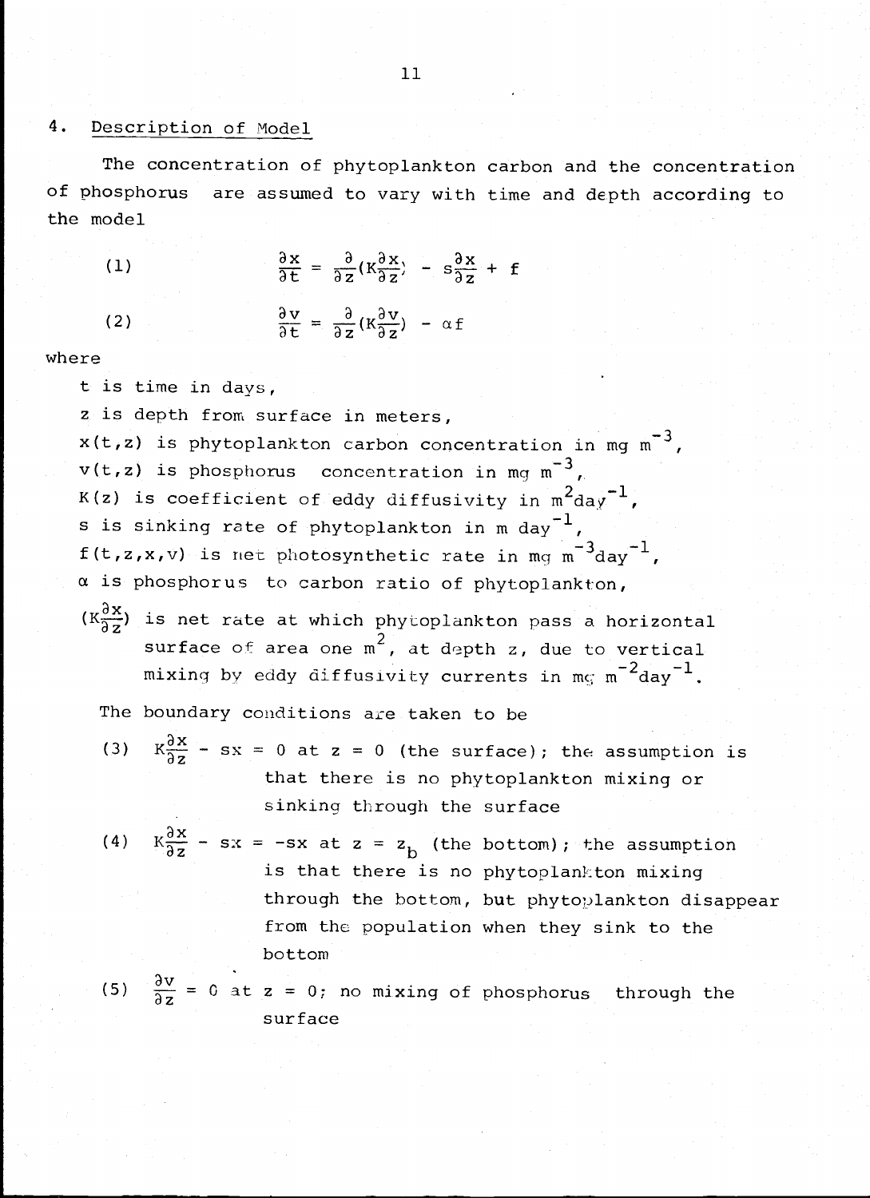## 4. Description of Model

The concentration of phytoplankton carbon and the concentration of phosphorus are assumed to vary with time and depth according to the model

$$(1) \qquad \frac{\partial x}{\partial t} = \frac{\partial}{\partial z}\left(K\frac{\partial x}{\partial z}\right) - s\frac{\partial x}{\partial z} + f$$

$$(2) \qquad \frac{\partial v}{\partial t} = \frac{\partial}{\partial z}\left(K\frac{\partial v}{\partial z}\right) - \alpha f$$

where

- $t$ is time in days,
- $z$ is depth from surface in meters,
- $x(t,z)$ is phytoplankton carbon concentration in mg $m^{-3}$,
- $v(t,z)$ is phosphorus concentration in mg $m^{-3}$,
- $K(z)$ is coefficient of eddy diffusivity in $m^2 day^{-1}$,
- $s$ is sinking rate of phytoplankton in m $day^{-1}$,
- $f(t,z,x,v)$ is net photosynthetic rate in mg $m^{-3}day^{-1}$,
- $\alpha$ is phosphorus to carbon ratio of phytoplankton,
- $(K\frac{\partial x}{\partial z})$ is net rate at which phytoplankton pass a horizontal surface of area one $m^2$, at depth $z$, due to vertical mixing by eddy diffusivity currents in mg $m^{-2}day^{-1}$.

The boundary conditions are taken to be

(3) $K\frac{\partial x}{\partial z} - sx = 0$ at $z = 0$ (the surface); the assumption is that there is no phytoplankton mixing or sinking through the surface

(4) $K\frac{\partial x}{\partial z} - sx = -sx$ at $z = z_b$ (the bottom); the assumption is that there is no phytoplankton mixing through the bottom, but phytoplankton disappear from the population when they sink to the bottom

(5) $\frac{\partial v}{\partial z} = 0$ at $z = 0$; no mixing of phosphorus through the surface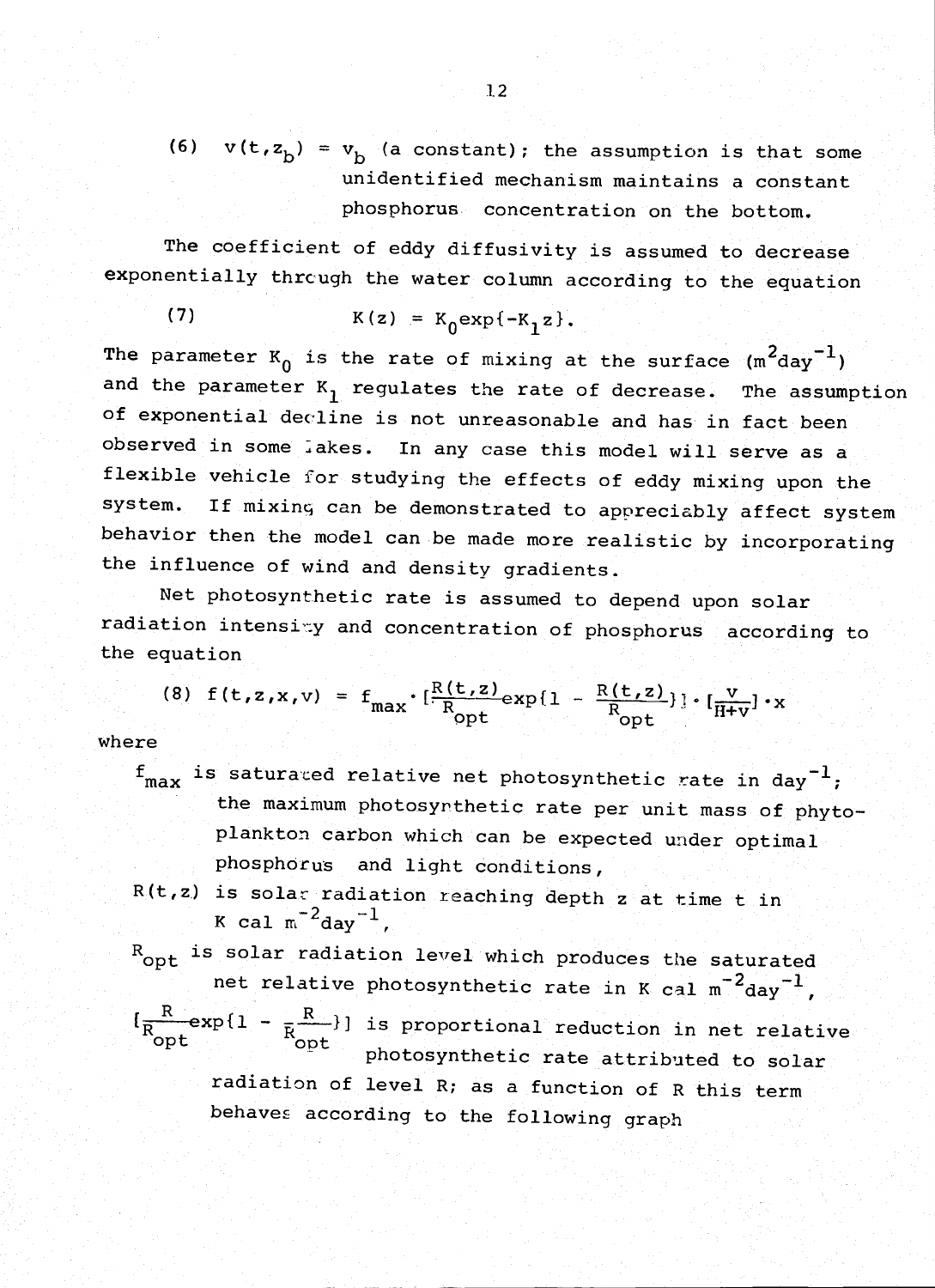(6) $v(t,z_b) = v_b$ (a constant); the assumption is that some unidentified mechanism maintains a constant phosphorus concentration on the bottom.

The coefficient of eddy diffusivity is assumed to decrease exponentially through the water column according to the equation

$$(7) \qquad K(z) = K_0 \exp\{-K_1 z\}.$$

The parameter $K_0$ is the rate of mixing at the surface ($m^2 day^{-1}$) and the parameter $K_1$ regulates the rate of decrease. The assumption of exponential decline is not unreasonable and has in fact been observed in some lakes. In any case this model will serve as a flexible vehicle for studying the effects of eddy mixing upon the system. If mixing can be demonstrated to appreciably affect system behavior then the model can be made more realistic by incorporating the influence of wind and density gradients.

Net photosynthetic rate is assumed to depend upon solar radiation intensity and concentration of phosphorus according to the equation

$$(8) \quad f(t,z,x,v) = f_{max} \cdot \left[\frac{R(t,z)}{R_{opt}} \exp\left\{1 - \frac{R(t,z)}{R_{opt}}\right\}\right] \cdot \left[\frac{v}{H+v}\right] \cdot x$$

where

$f_{max}$ is saturated relative net photosynthetic rate in $day^{-1}$; the maximum photosynthetic rate per unit mass of phytoplankton carbon which can be expected under optimal phosphorus and light conditions,

$R(t,z)$ is solar radiation reaching depth z at time t in $K\ cal\ m^{-2} day^{-1}$,

$R_{opt}$ is solar radiation level which produces the saturated net relative photosynthetic rate in $K\ cal\ m^{-2} day^{-1}$,

$\left[\frac{R}{R_{opt}} \exp\left\{1 - \frac{R}{R_{opt}}\right\}\right]$ is proportional reduction in net relative photosynthetic rate attributed to solar radiation of level R; as a function of R this term behaves according to the following graph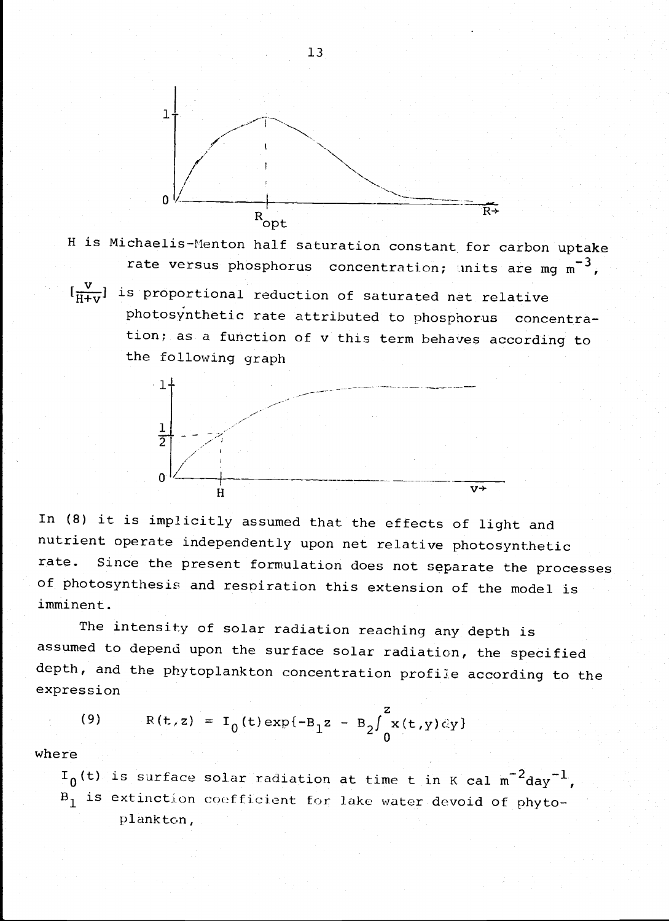H is Michaelis-Menton half saturation constant for carbon uptake rate versus phosphorus concentration; units are mg $m^{-3}$,

$[\frac{v}{H+v}]$ is proportional reduction of saturated net relative photosynthetic rate attributed to phosphorus concentration; as a function of v this term behaves according to the following graph

In (8) it is implicitly assumed that the effects of light and nutrient operate independently upon net relative photosynthetic rate. Since the present formulation does not separate the processes of photosynthesis and respiration this extension of the model is imminent.

The intensity of solar radiation reaching any depth is assumed to depend upon the surface solar radiation, the specified depth, and the phytoplankton concentration profile according to the expression

$$(9) \qquad R(t,z) = I_0(t)\exp\{-B_1 z - B_2\int_0^z x(t,y)dy\}$$

where

$I_0(t)$ is surface solar radiation at time t in K cal $m^{-2}day^{-1}$,

$B_1$ is extinction coefficient for lake water devoid of phytoplankton,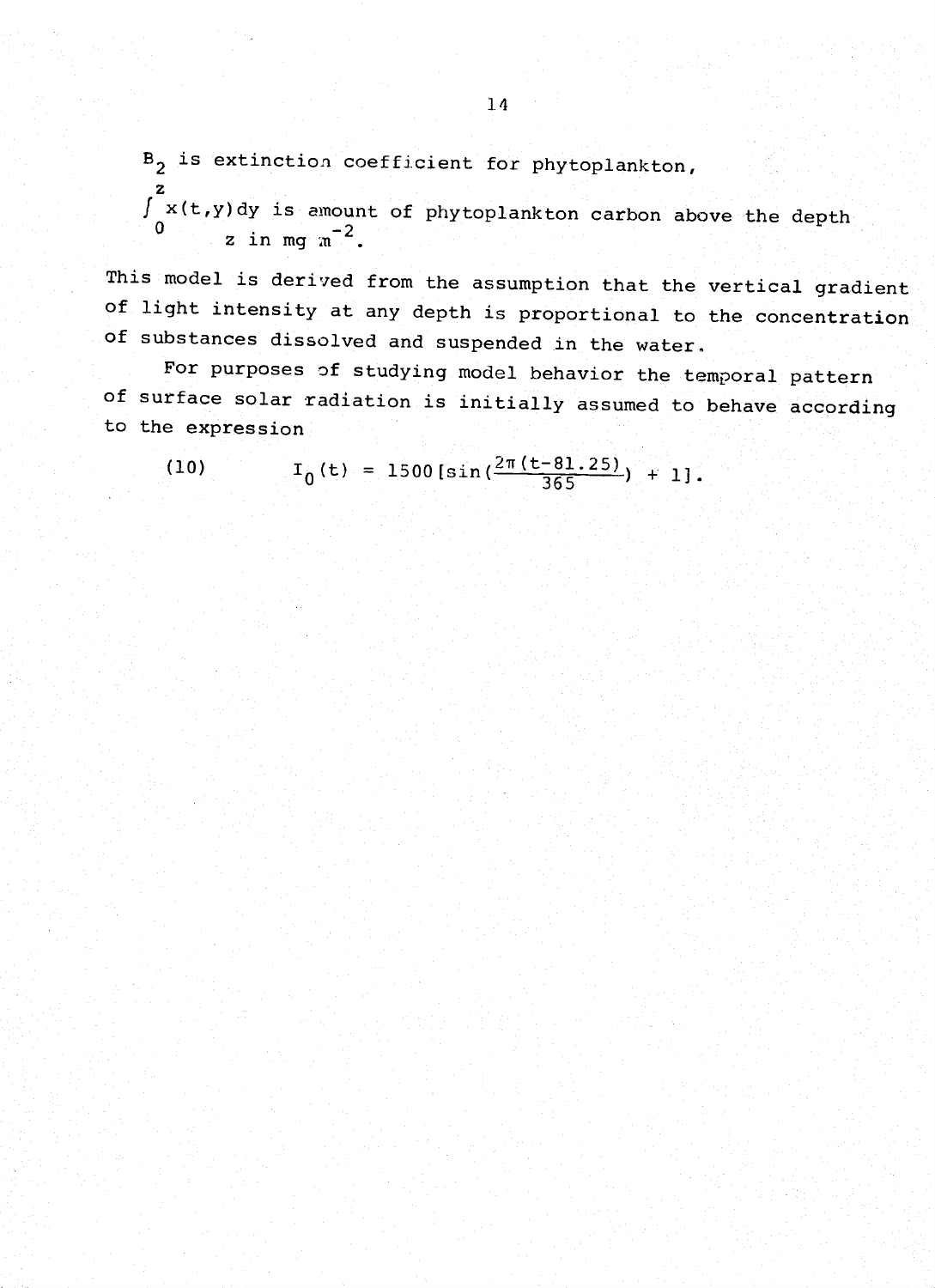$B_2$ is extinction coefficient for phytoplankton,

$\int_0^z x(t,y)dy$ is amount of phytoplankton carbon above the depth z in mg $m^{-2}$.

This model is derived from the assumption that the vertical gradient of light intensity at any depth is proportional to the concentration of substances dissolved and suspended in the water.

For purposes of studying model behavior the temporal pattern of surface solar radiation is initially assumed to behave according to the expression

$$I_0(t) = 1500[\sin(\frac{2\pi(t-81.25)}{365}) + 1]. \tag{10}$$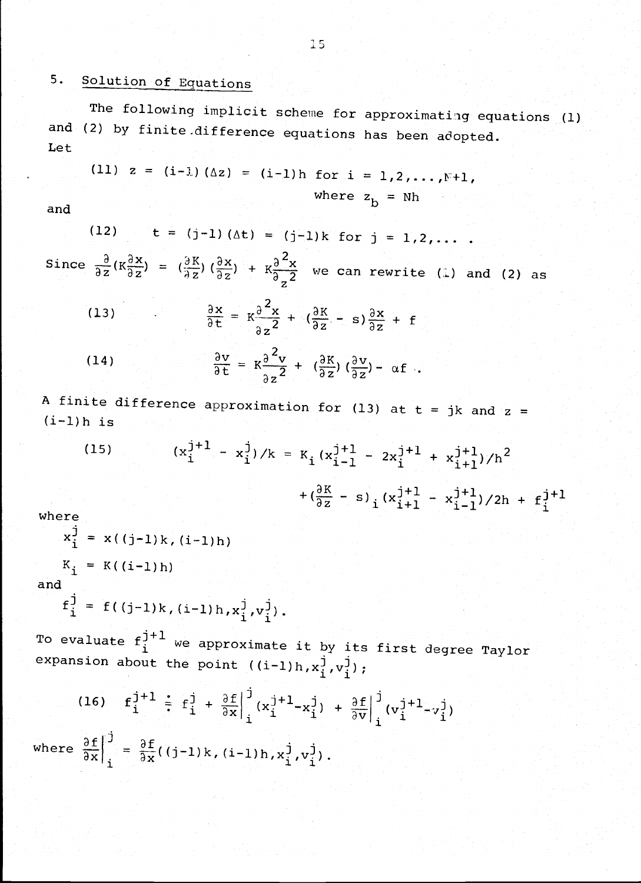## 5. Solution of Equations

The following implicit scheme for approximating equations (1) and (2) by finite difference equations has been adopted.

Let

$$\text{(11)} \quad z = (i-1)(\Delta z) = (i-1)h \text{ for } i = 1,2,\ldots,N+1,$$

where $z_b = Nh$

and

$$\text{(12)} \quad t = (j-1)(\Delta t) = (j-1)k \text{ for } j = 1,2,\ldots \,.$$

Since $\frac{\partial}{\partial z}\left(K\frac{\partial x}{\partial z}\right) = \left(\frac{\partial K}{\partial z}\right)\left(\frac{\partial x}{\partial z}\right) + K\frac{\partial^2 x}{\partial z^2}$ we can rewrite (1) and (2) as

$$\text{(13)} \quad \frac{\partial x}{\partial t} = K\frac{\partial^2 x}{\partial z^2} + \left(\frac{\partial K}{\partial z} - s\right)\frac{\partial x}{\partial z} + f$$

$$\text{(14)} \quad \frac{\partial v}{\partial t} = K\frac{\partial^2 v}{\partial z^2} + \left(\frac{\partial K}{\partial z}\right)\left(\frac{\partial v}{\partial z}\right) - \alpha f \,.$$

A finite difference approximation for (13) at $t = jk$ and $z = (i-1)h$ is

$$\text{(15)} \quad (x_i^{j+1} - x_i^j)/k = K_i(x_{i-1}^{j+1} - 2x_i^{j+1} + x_{i+1}^{j+1})/h^2$$
$$+ \left(\frac{\partial K}{\partial z} - s\right)_i (x_{i+1}^{j+1} - x_{i-1}^{j+1})/2h + f_i^{j+1}$$

where

$x_i^j = x((j-1)k,(i-1)h)$

$K_i = K((i-1)h)$

and

$f_i^j = f((j-1)k,(i-1)h,x_i^j,v_i^j)$.

To evaluate $f_i^{j+1}$ we approximate it by its first degree Taylor expansion about the point $((i-1)h,x_i^j,v_i^j)$;

$$\text{(16)} \quad f_i^{j+1} \doteq f_i^j + \left.\frac{\partial f}{\partial x}\right|_i^j (x_i^{j+1} - x_i^j) + \left.\frac{\partial f}{\partial v}\right|_i^j (v_i^{j+1} - v_i^j)$$

where $\left.\frac{\partial f}{\partial x}\right|_i^j = \frac{\partial f}{\partial x}((j-1)k,(i-1)h,x_i^j,v_i^j)$.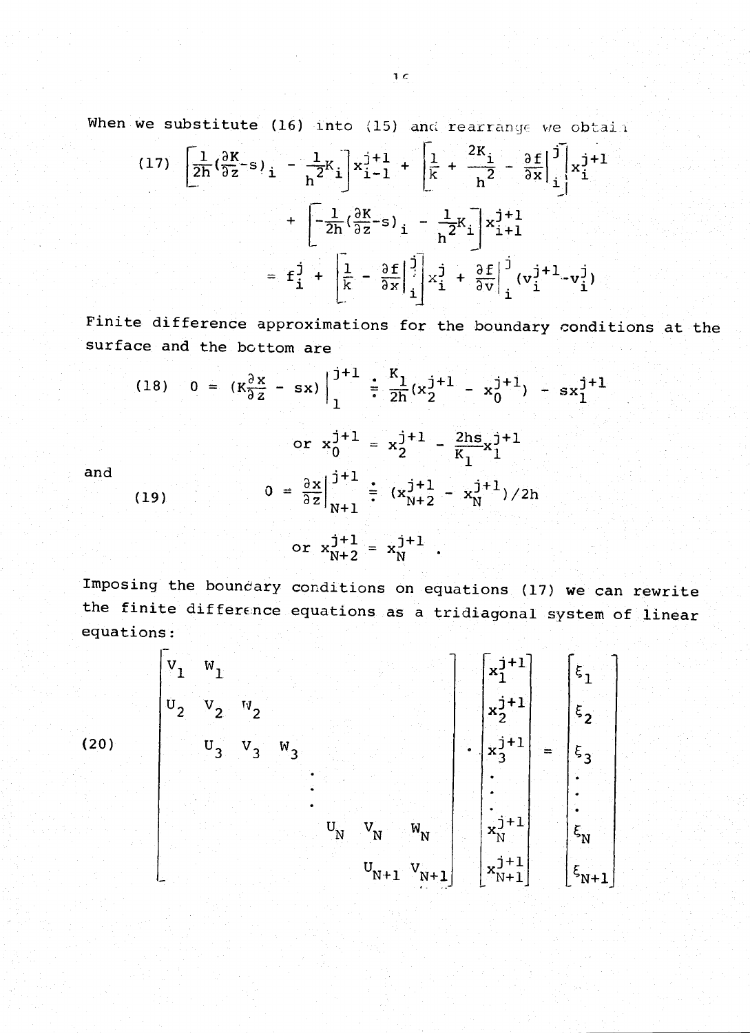When we substitute (16) into (15) and rearrange we obtain

$$(17)\quad \left[\frac{1}{2h}\left(\frac{\partial K}{\partial z}-s\right)_i - \frac{1}{h^2}K_i\right]x_{i-1}^{j+1} + \left[\frac{1}{k} + \frac{2K_i}{h^2} - \frac{\partial f}{\partial x}\bigg|_i^j\right]x_i^{j+1}$$

$$+ \left[-\frac{1}{2h}\left(\frac{\partial K}{\partial z}-s\right)_i - \frac{1}{h^2}K_i\right]x_{i+1}^{j+1}$$

$$= f_i^j + \left[\frac{1}{k} - \frac{\partial f}{\partial x}\bigg|_i^j\right]x_i^j + \frac{\partial f}{\partial v}\bigg|_i^j (v_i^{j+1} - v_i^j)$$

Finite difference approximations for the boundary conditions at the surface and the bottom are

$$(18)\quad 0 = \left(K\frac{\partial x}{\partial z} - sx\right)\bigg|_1^{j+1} \doteq \frac{K_1}{2h}(x_2^{j+1} - x_0^{j+1}) - sx_1^{j+1}$$

$$\text{or } x_0^{j+1} = x_2^{j+1} - \frac{2hs}{K_1}x_1^{j+1}$$

and

$$(19)\quad 0 = \frac{\partial x}{\partial z}\bigg|_{N+1}^{j+1} \doteq (x_{N+2}^{j+1} - x_N^{j+1})/2h$$

$$\text{or } x_{N+2}^{j+1} = x_N^{j+1} .$$

Imposing the boundary conditions on equations (17) we can rewrite the finite difference equations as a tridiagonal system of linear equations:

$$(20)\quad \begin{bmatrix} V_1 & W_1 & & & & & \\ U_2 & V_2 & W_2 & & & & \\ & U_3 & V_3 & W_3 & & & \\ & & & \ddots & & & \\ & & & & U_N & V_N & W_N \\ & & & & & U_{N+1} & V_{N+1} \end{bmatrix} \cdot \begin{bmatrix} x_1^{j+1} \\ x_2^{j+1} \\ x_3^{j+1} \\ \vdots \\ x_N^{j+1} \\ x_{N+1}^{j+1} \end{bmatrix} = \begin{bmatrix} \xi_1 \\ \xi_2 \\ \xi_3 \\ \vdots \\ \xi_N \\ \xi_{N+1} \end{bmatrix}$$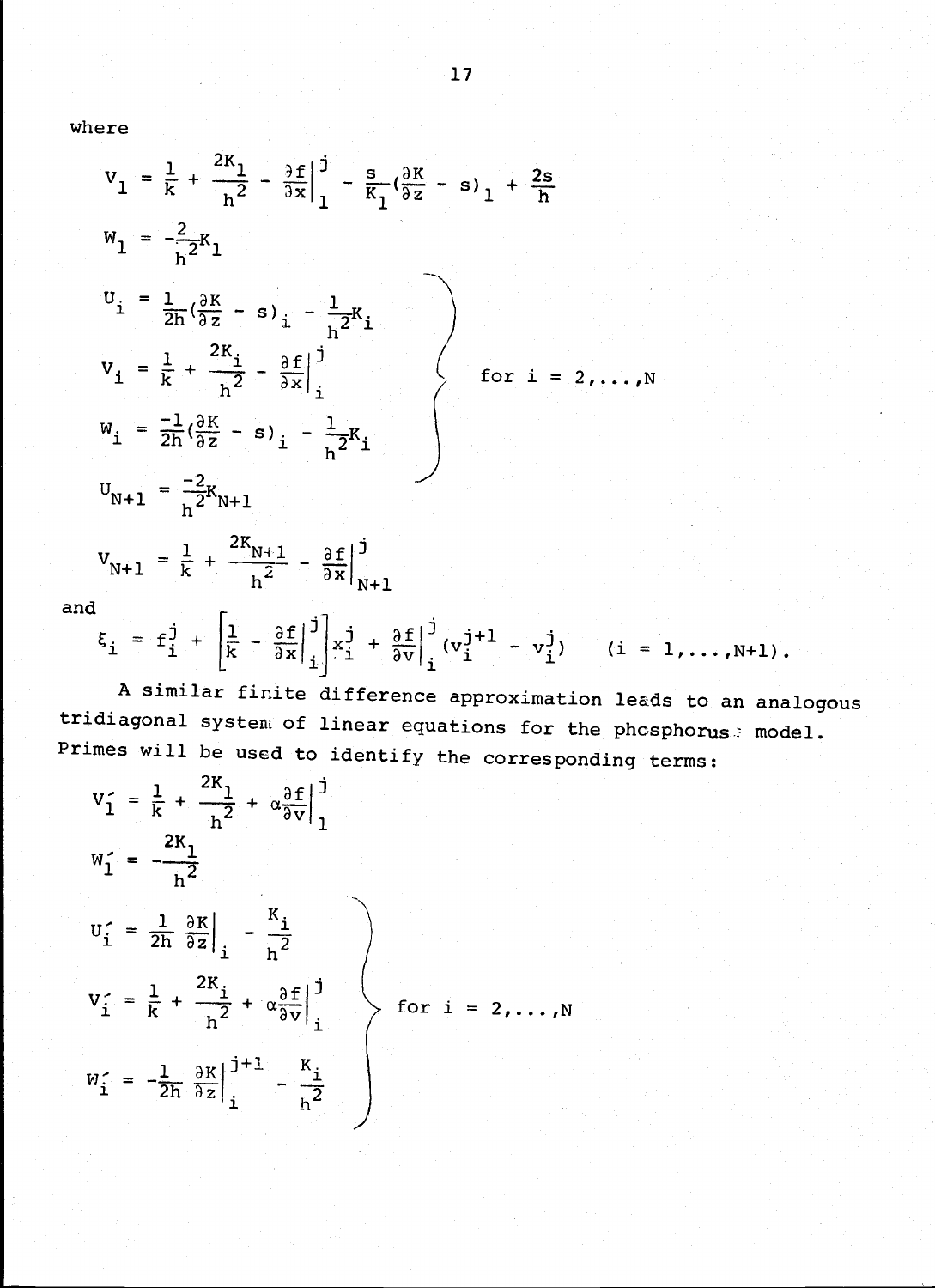where

$$V_1 = \frac{1}{k} + \frac{2K_1}{h^2} - \frac{\partial f}{\partial x}\bigg|_1^j - \frac{s}{K_1}\left(\frac{\partial K}{\partial z} - s\right)_1 + \frac{2s}{h}$$

$$W_1 = -\frac{2}{h^2}K_1$$

$$\left.\begin{aligned}
U_i &= \frac{1}{2h}\left(\frac{\partial K}{\partial z} - s\right)_i - \frac{1}{h^2}K_i \\
V_i &= \frac{1}{k} + \frac{2K_i}{h^2} - \frac{\partial f}{\partial x}\bigg|_i^j \\
W_i &= \frac{-1}{2h}\left(\frac{\partial K}{\partial z} - s\right)_i - \frac{1}{h^2}K_i
\end{aligned}\right\} \quad \text{for } i = 2,\ldots,N$$

$$U_{N+1} = \frac{-2}{h^2}K_{N+1}$$

$$V_{N+1} = \frac{1}{k} + \frac{2K_{N+1}}{h^2} - \frac{\partial f}{\partial x}\bigg|_{N+1}^j$$

and

$$\xi_i = f_i^j + \left[\frac{1}{k} - \frac{\partial f}{\partial x}\bigg|_i^j\right]x_i^j + \frac{\partial f}{\partial v}\bigg|_i^j (v_i^{j+1} - v_i^j) \qquad (i = 1,\ldots,N+1).$$

A similar finite difference approximation leads to an analogous tridiagonal system of linear equations for the phosphorus model. Primes will be used to identify the corresponding terms:

$$V_1' = \frac{1}{k} + \frac{2K_1}{h^2} + \alpha\frac{\partial f}{\partial v}\bigg|_1^j$$

$$W_1' = -\frac{2K_1}{h^2}$$

$$\left.\begin{aligned}
U_i' &= \frac{1}{2h}\frac{\partial K}{\partial z}\bigg|_i - \frac{K_i}{h^2} \\
V_i' &= \frac{1}{k} + \frac{2K_i}{h^2} + \alpha\frac{\partial f}{\partial v}\bigg|_i^j \\
W_i' &= -\frac{1}{2h}\frac{\partial K}{\partial z}\bigg|_i^{j+1} - \frac{K_i}{h^2}
\end{aligned}\right\} \quad \text{for } i = 2,\ldots,N$$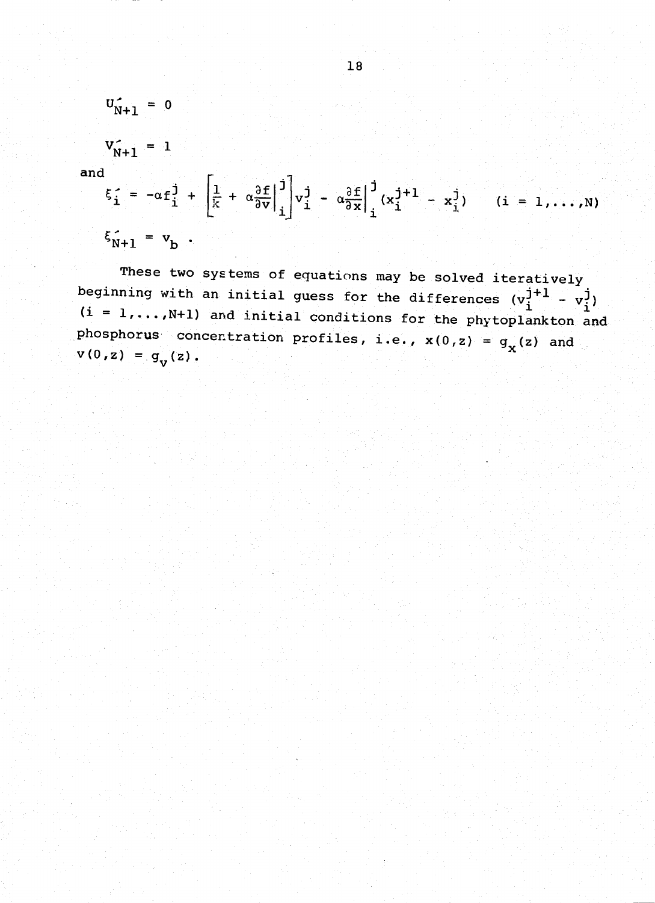$$U'_{N+1} = 0$$

$$V'_{N+1} = 1$$

and

$$\xi'_i = -\alpha f_i^j + \left[\frac{1}{k} + \alpha \frac{\partial f}{\partial v}\bigg|_i^j\right] v_i^j - \alpha \frac{\partial f}{\partial x}\bigg|_i^j (x_i^{j+1} - x_i^j) \qquad (i = 1,\ldots,N)$$

$$\xi'_{N+1} = v_b \; .$$

These two systems of equations may be solved iteratively beginning with an initial guess for the differences $(v_i^{j+1} - v_i^j)$ $(i = 1,\ldots,N+1)$ and initial conditions for the phytoplankton and phosphorus concentration profiles, i.e., $x(0,z) = g_x(z)$ and $v(0,z) = g_v(z)$.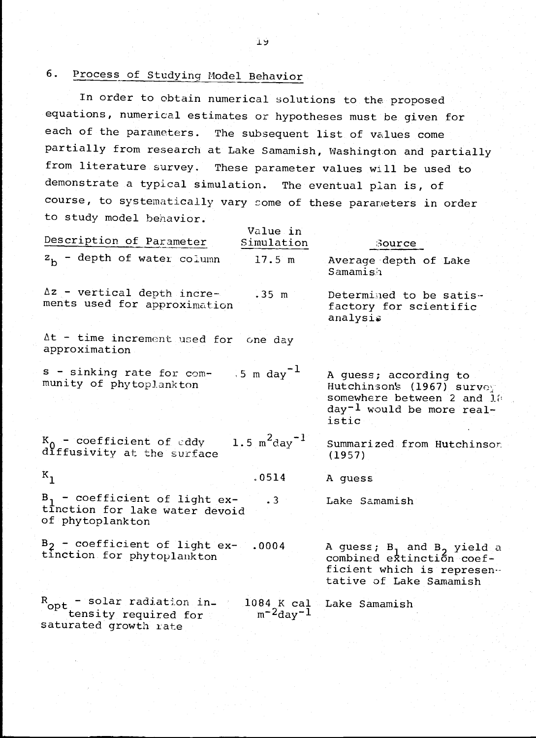## 6. Process of Studying Model Behavior

In order to obtain numerical solutions to the proposed equations, numerical estimates or hypotheses must be given for each of the parameters. The subsequent list of values come partially from research at Lake Samamish, Washington and partially from literature survey. These parameter values will be used to demonstrate a typical simulation. The eventual plan is, of course, to systematically vary some of these parameters in order to study model behavior.

| Description of Parameter | Value in Simulation | Source |
|---|---|---|
| $z_b$ - depth of water column | 17.5 m | Average depth of Lake Samamish |
| $\Delta z$ - vertical depth increments used for approximation | .35 m | Determined to be satisfactory for scientific analysis |
| $\Delta t$ - time increment used for approximation | one day | |
| s - sinking rate for community of phytoplankton | .5 m $day^{-1}$ | A guess; according to Hutchinson's (1967) survey somewhere between 2 and 18 $day^{-1}$ would be more realistic |
| $K_0$ - coefficient of eddy diffusivity at the surface | 1.5 $m^2 day^{-1}$ | Summarized from Hutchinson (1957) |
| $K_1$ | .0514 | A guess |
| $B_1$ - coefficient of light extinction for lake water devoid of phytoplankton | .3 | Lake Samamish |
| $B_2$ - coefficient of light extinction for phytoplankton | .0004 | A guess; $B_1$ and $B_2$ yield a combined extinction coefficient which is representative of Lake Samamish |
| $R_{opt}$ - solar radiation intensity required for saturated growth rate | 1084 K cal $m^{-2} day^{-1}$ | Lake Samamish |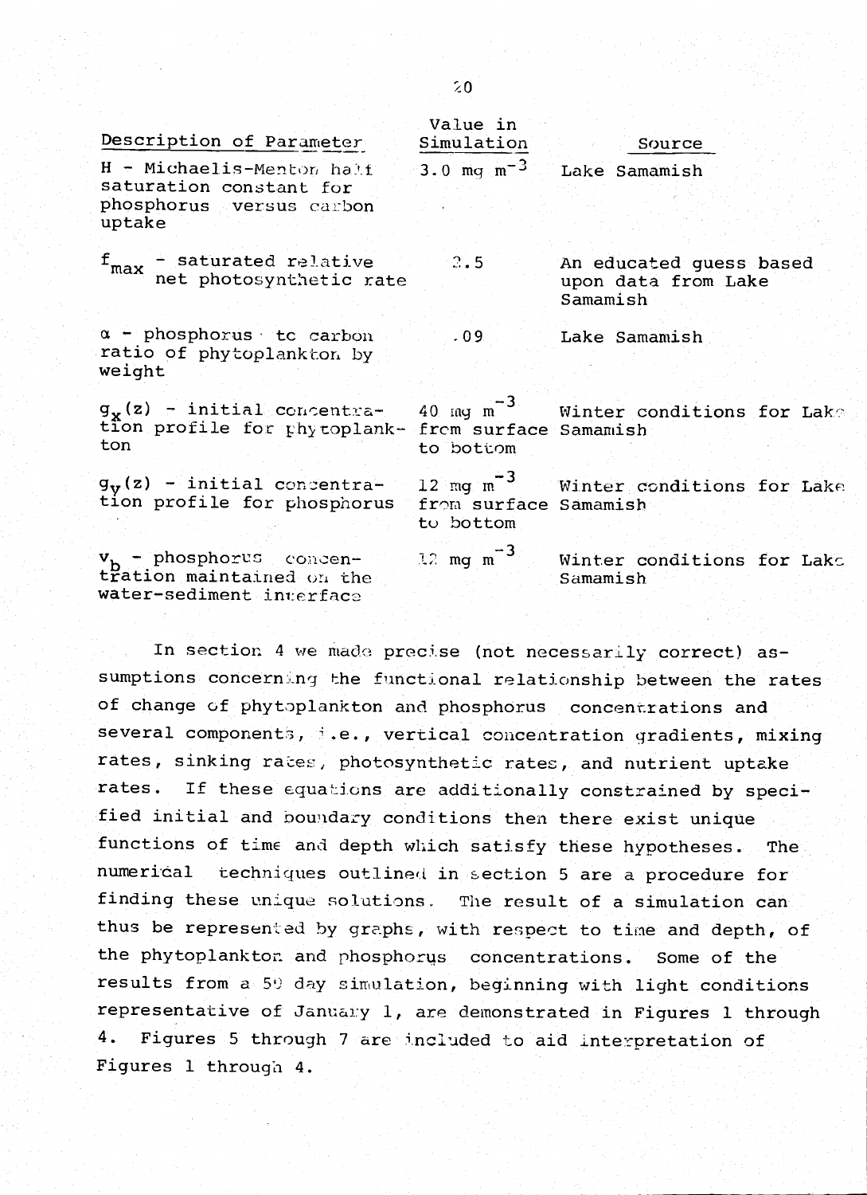| Description of Parameter | Value in Simulation | Source |
|---|---|---|
| $H$ - Michaelis-Menton half saturation constant for phosphorus versus carbon uptake | 3.0 mg $m^{-3}$ | Lake Samamish |
| $f_{max}$ - saturated relative net photosynthetic rate | 2.5 | An educated guess based upon data from Lake Samamish |
| $\alpha$ - phosphorus to carbon ratio of phytoplankton by weight | .09 | Lake Samamish |
| $g_x(z)$ - initial concentration profile for phytoplankton | 40 mg $m^{-3}$ from surface to bottom | Winter conditions for Lake Samamish |
| $g_y(z)$ - initial concentration profile for phosphorus | 12 mg $m^{-3}$ from surface to bottom | Winter conditions for Lake Samamish |
| $v_b$ - phosphorus concentration maintained on the water-sediment interface | 12 mg $m^{-3}$ | Winter conditions for Lake Samamish |

In section 4 we made precise (not necessarily correct) assumptions concerning the functional relationship between the rates of change of phytoplankton and phosphorus concentrations and several components, i.e., vertical concentration gradients, mixing rates, sinking rates, photosynthetic rates, and nutrient uptake rates. If these equations are additionally constrained by specified initial and boundary conditions then there exist unique functions of time and depth which satisfy these hypotheses. The numerical techniques outlined in section 5 are a procedure for finding these unique solutions. The result of a simulation can thus be represented by graphs, with respect to time and depth, of the phytoplankton and phosphorus concentrations. Some of the results from a 50 day simulation, beginning with light conditions representative of January 1, are demonstrated in Figures 1 through 4. Figures 5 through 7 are included to aid interpretation of Figures 1 through 4.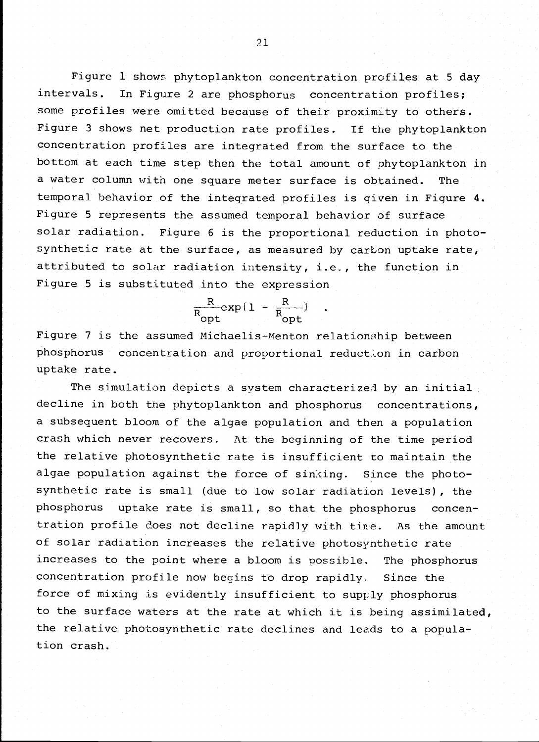Figure 1 shows phytoplankton concentration profiles at 5 day intervals. In Figure 2 are phosphorus concentration profiles; some profiles were omitted because of their proximity to others. Figure 3 shows net production rate profiles. If the phytoplankton concentration profiles are integrated from the surface to the bottom at each time step then the total amount of phytoplankton in a water column with one square meter surface is obtained. The temporal behavior of the integrated profiles is given in Figure 4. Figure 5 represents the assumed temporal behavior of surface solar radiation. Figure 6 is the proportional reduction in photosynthetic rate at the surface, as measured by carbon uptake rate, attributed to solar radiation intensity, i.e., the function in Figure 5 is substituted into the expression

$$\frac{R}{R_{opt}}\exp\{1 - \frac{R}{R_{opt}}\} \quad .$$

Figure 7 is the assumed Michaelis-Menton relationship between phosphorus concentration and proportional reduction in carbon uptake rate.

The simulation depicts a system characterized by an initial decline in both the phytoplankton and phosphorus concentrations, a subsequent bloom of the algae population and then a population crash which never recovers. At the beginning of the time period the relative photosynthetic rate is insufficient to maintain the algae population against the force of sinking. Since the photosynthetic rate is small (due to low solar radiation levels), the phosphorus uptake rate is small, so that the phosphorus concentration profile does not decline rapidly with time. As the amount of solar radiation increases the relative photosynthetic rate increases to the point where a bloom is possible. The phosphorus concentration profile now begins to drop rapidly. Since the force of mixing is evidently insufficient to supply phosphorus to the surface waters at the rate at which it is being assimilated, the relative photosynthetic rate declines and leads to a population crash.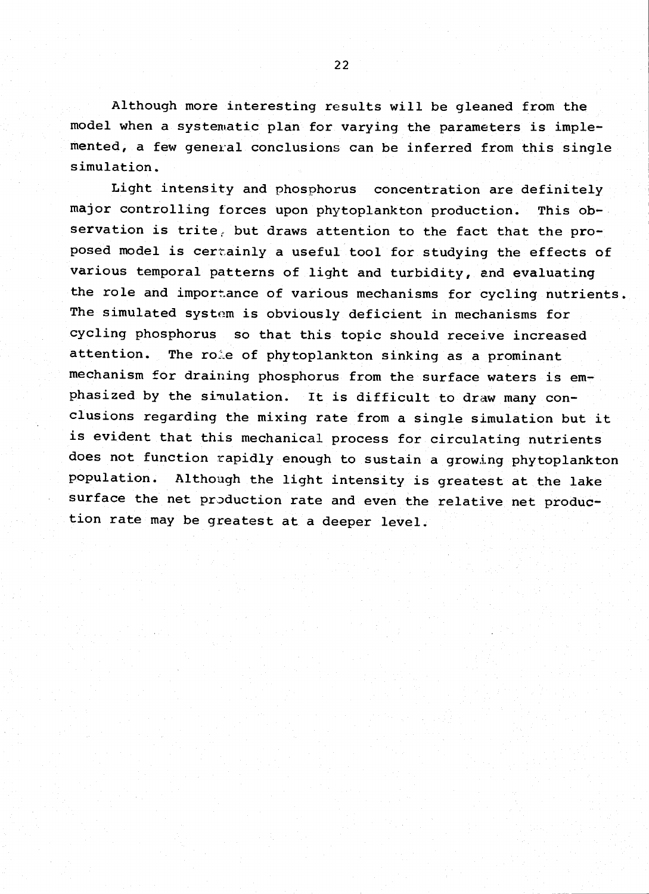Although more interesting results will be gleaned from the model when a systematic plan for varying the parameters is implemented, a few general conclusions can be inferred from this single simulation.

Light intensity and phosphorus concentration are definitely major controlling forces upon phytoplankton production. This observation is trite, but draws attention to the fact that the proposed model is certainly a useful tool for studying the effects of various temporal patterns of light and turbidity, and evaluating the role and importance of various mechanisms for cycling nutrients. The simulated system is obviously deficient in mechanisms for cycling phosphorus so that this topic should receive increased attention. The role of phytoplankton sinking as a prominant mechanism for draining phosphorus from the surface waters is emphasized by the simulation. It is difficult to draw many conclusions regarding the mixing rate from a single simulation but it is evident that this mechanical process for circulating nutrients does not function rapidly enough to sustain a growing phytoplankton population. Although the light intensity is greatest at the lake surface the net production rate and even the relative net production rate may be greatest at a deeper level.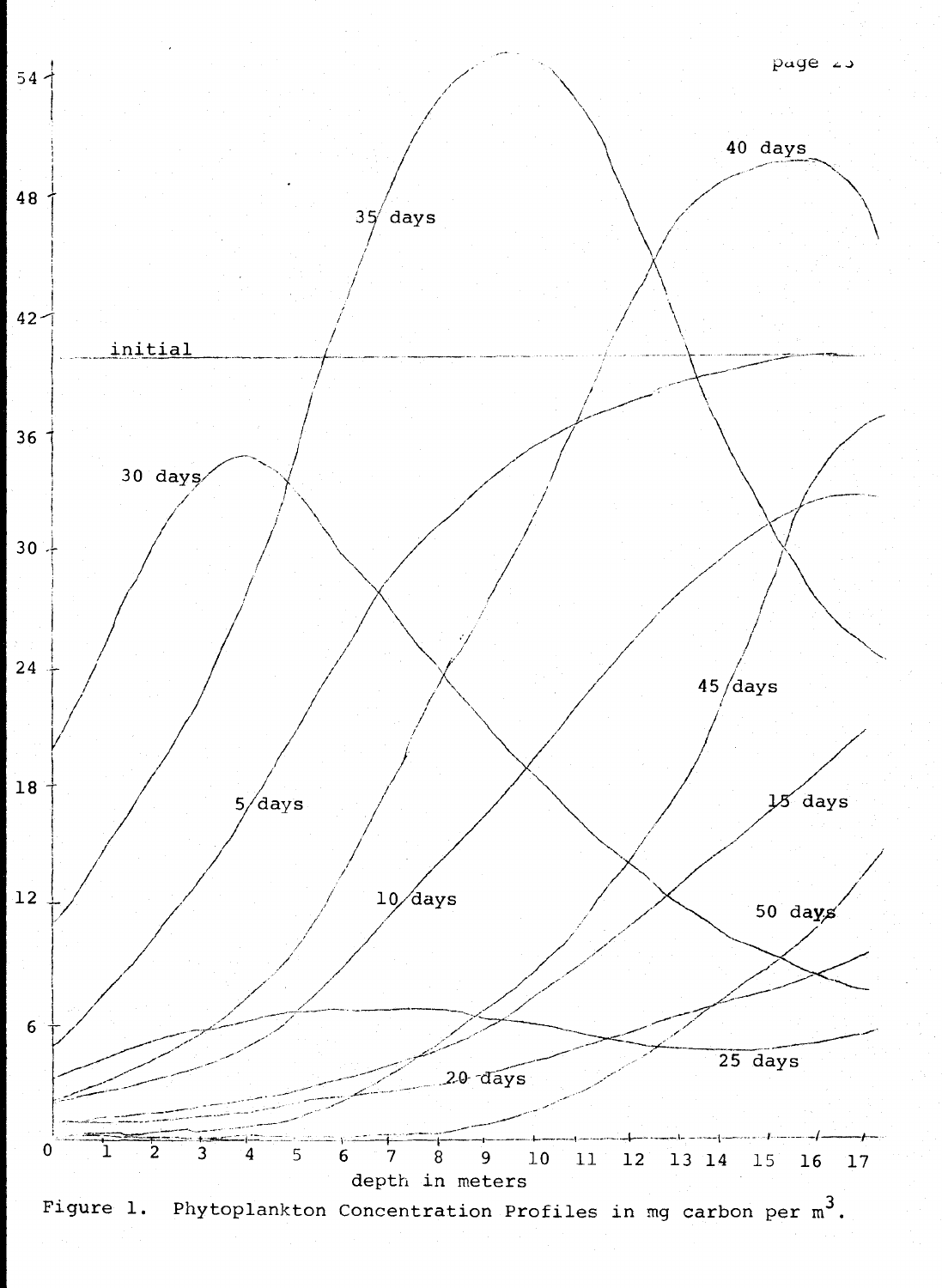54

48

42

36

30

24

18

12

6

0

initial

30 days

35 days

40 days

45 days

5 days

10 days

15 days

50 days

25 days

20 days

1 2 3 4 5 6 7 8 9 10 11 12 13 14 15 16 17

depth in meters

Figure 1. Phytoplankton Concentration Profiles in mg carbon per $m^3$.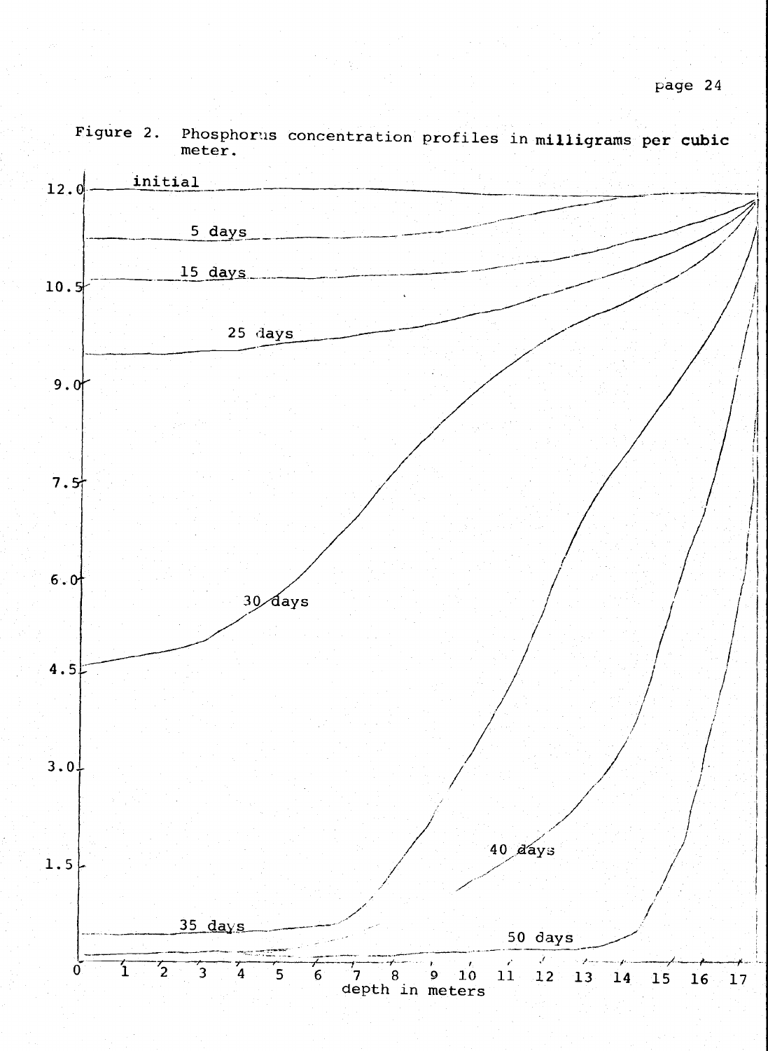Figure 2. Phosphorus concentration profiles in milligrams per cubic meter.

12.0
10.5
9.0
7.5
6.0
4.5
3.0
1.5

initial
5 days
15 days
25 days
30 days
35 days
40 days
50 days

0 1 2 3 4 5 6 7 8 9 10 11 12 13 14 15 16 17

depth in meters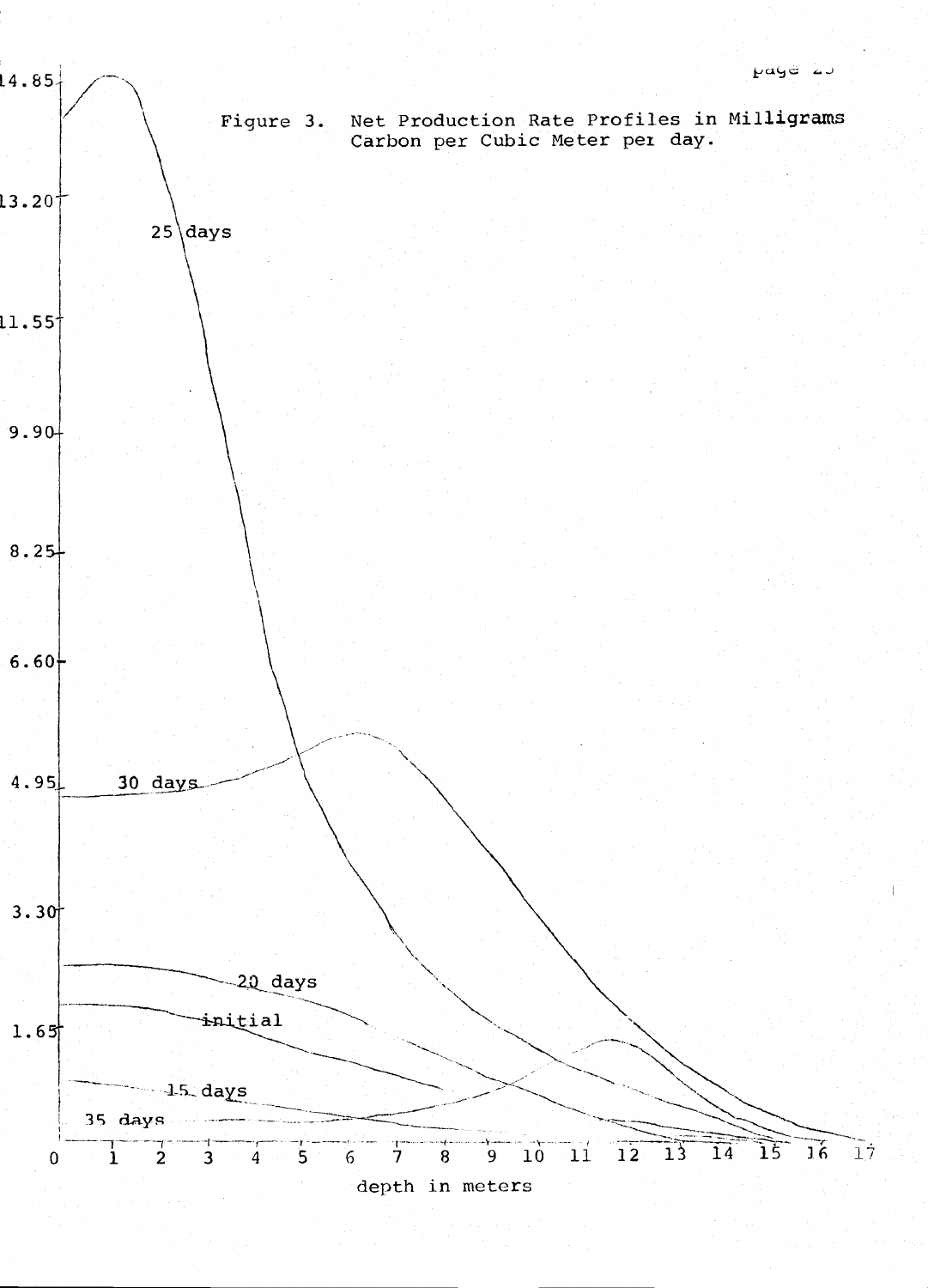Figure 3. Net Production Rate Profiles in Milligrams Carbon per Cubic Meter per day.

14.85

13.20

11.55

9.90

8.25

6.60

4.95

3.30

1.65

25 days

30 days

20 days

initial

15 days

35 days

0 1 2 3 4 5 6 7 8 9 10 11 12 13 14 15 16 17

depth in meters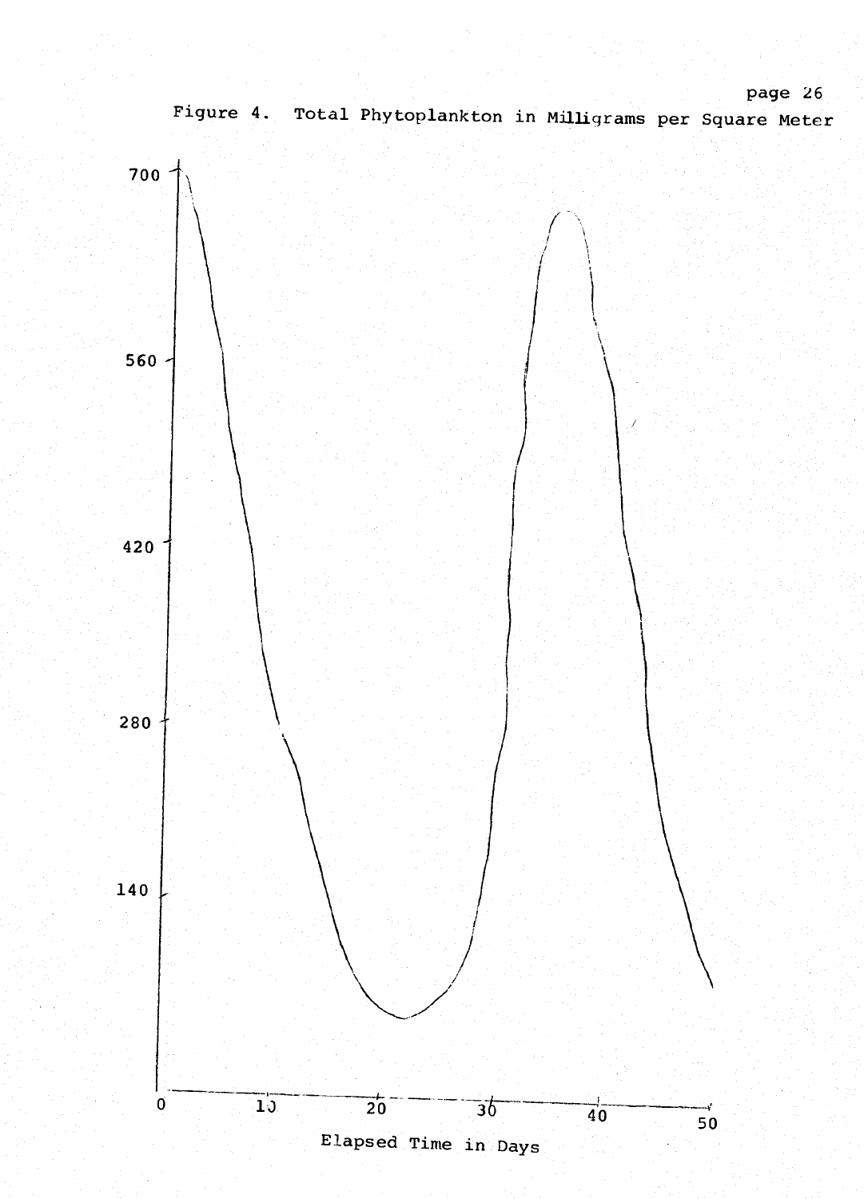Figure 4. Total Phytoplankton in Milligrams per Square Meter

700

560

420

280

140

0

10

20

30

40

50

Elapsed Time in Days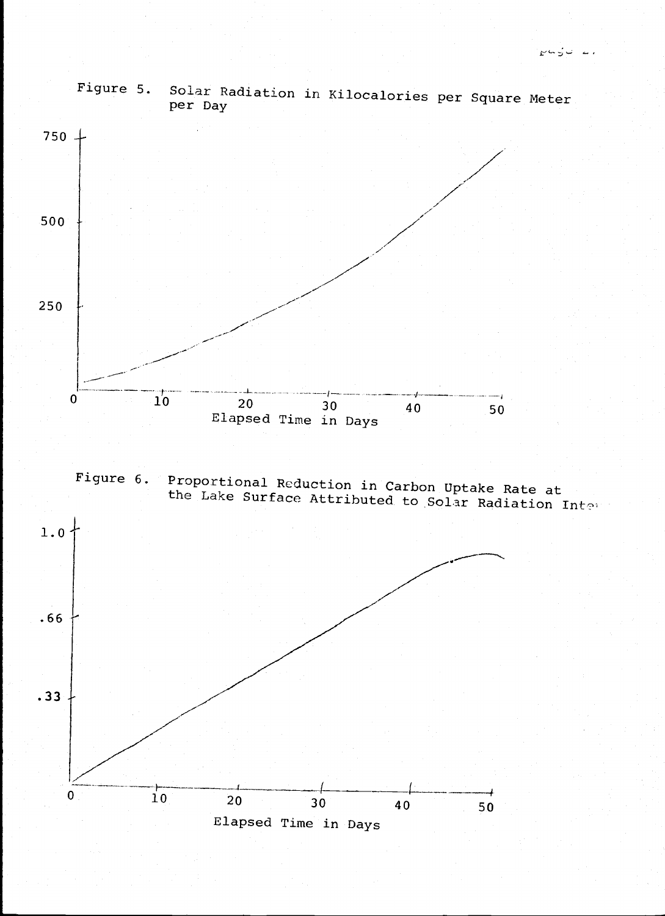Figure 5. Solar Radiation in Kilocalories per Square Meter per Day

750

500

250

0

10

20

30

40

50

Elapsed Time in Days

Figure 6. Proportional Reduction in Carbon Uptake Rate at the Lake Surface Attributed to Solar Radiation Inte

1.0

.66

.33

0

10

20

30

40

50

Elapsed Time in Days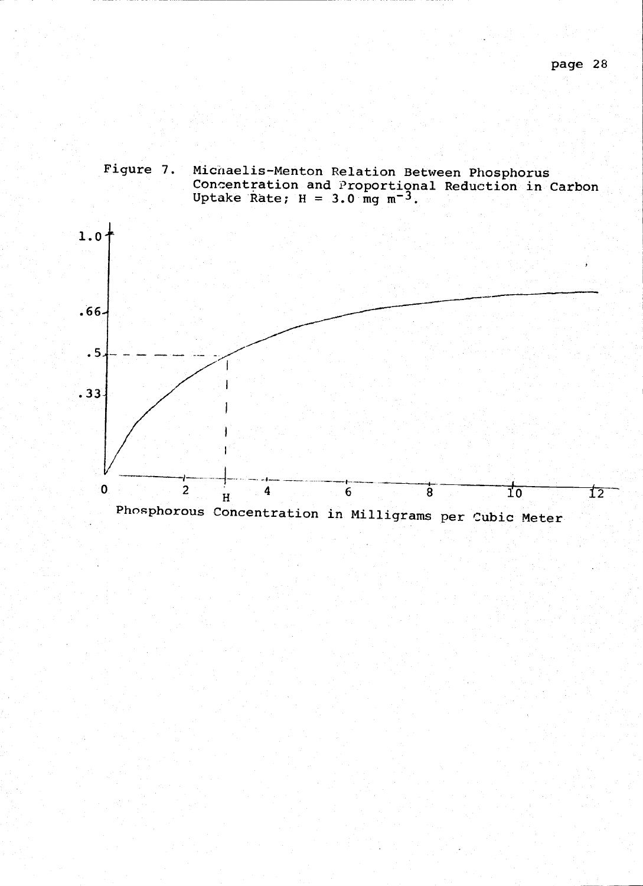Figure 7. Michaelis-Menton Relation Between Phosphorus Concentration and Proportional Reduction in Carbon Uptake Rate; $H = 3.0 \text{ mg m}^{-3}$.

1.0

.66

.5

.33

0

2

H

4

6

8

10

12

Phosphorous Concentration in Milligrams per Cubic Meter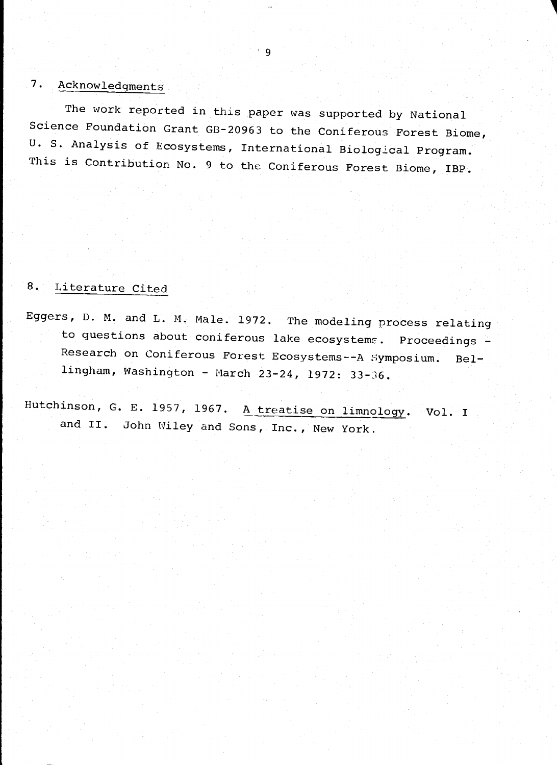## 7. Acknowledgments

The work reported in this paper was supported by National Science Foundation Grant GB-20963 to the Coniferous Forest Biome, U. S. Analysis of Ecosystems, International Biological Program. This is Contribution No. 9 to the Coniferous Forest Biome, IBP.

## 8. Literature Cited

Eggers, D. M. and L. M. Male. 1972. The modeling process relating to questions about coniferous lake ecosystems. Proceedings - Research on Coniferous Forest Ecosystems--A Symposium. Bellingham, Washington - March 23-24, 1972: 33-36.

Hutchinson, G. E. 1957, 1967. A treatise on limnology. Vol. I and II. John Wiley and Sons, Inc., New York.